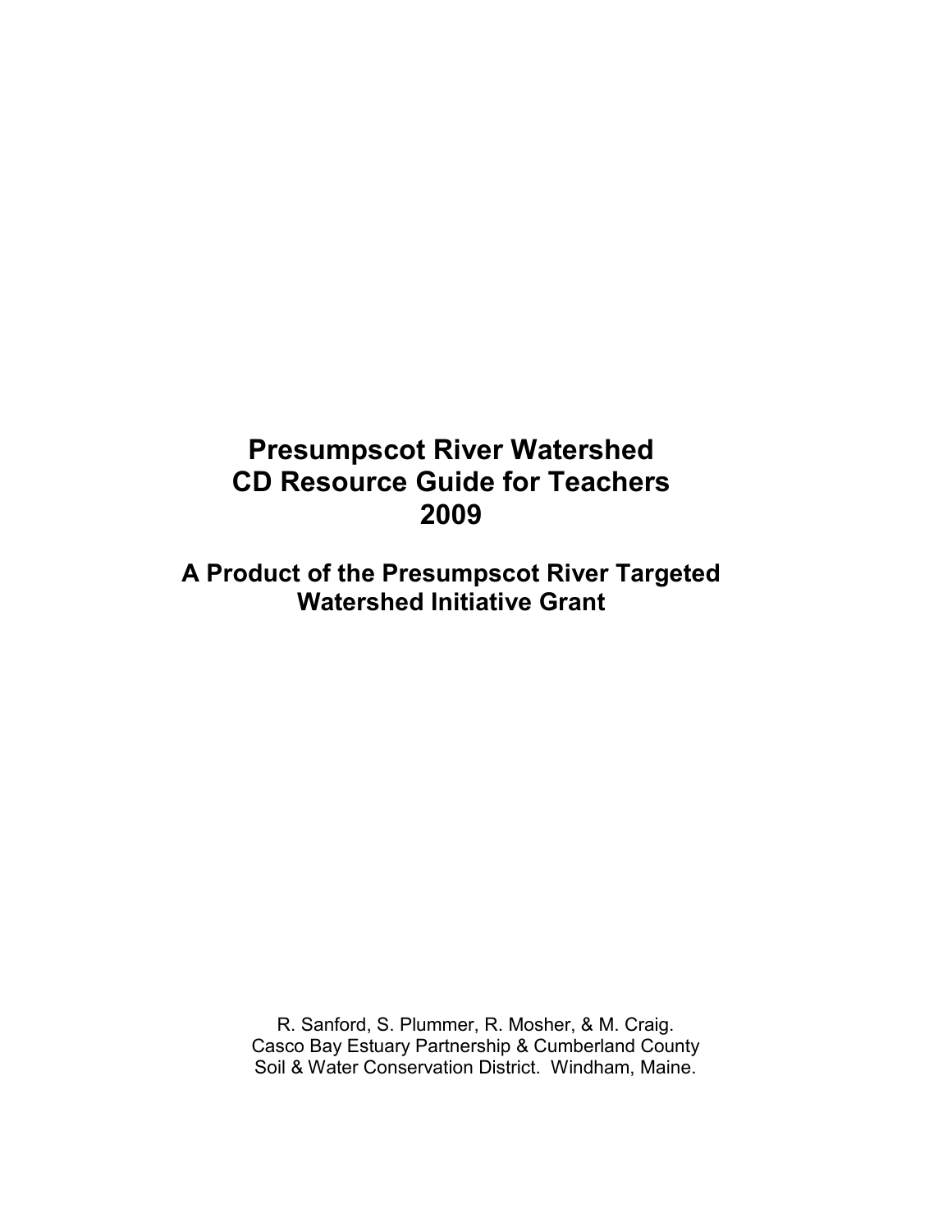# Presumpscot River Watershed
# CD Resource Guide for Teachers
# 2009

## A Product of the Presumpscot River Targeted Watershed Initiative Grant

R. Sanford, S. Plummer, R. Mosher, & M. Craig.
Casco Bay Estuary Partnership & Cumberland County Soil & Water Conservation District. Windham, Maine.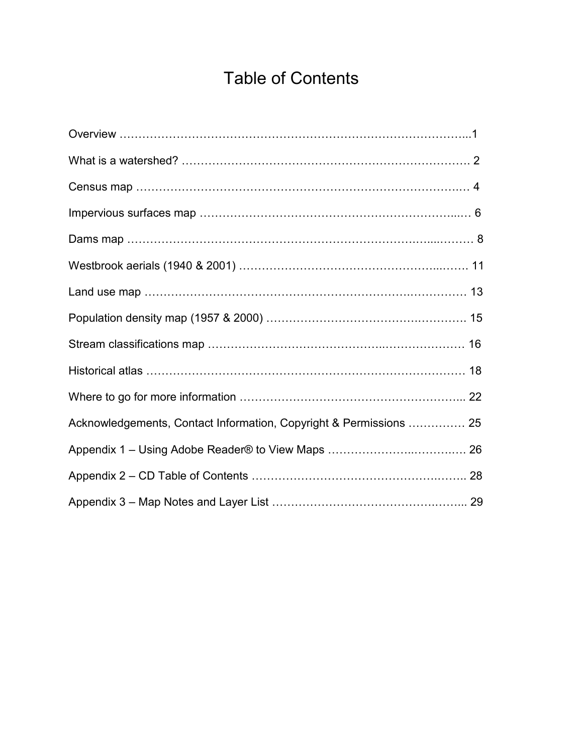# Table of Contents

Overview ……………………………………………………………………………...1

What is a watershed? ………………………………………………………………. 2

Census map ……………………………………………………………………..… 4

Impervious surfaces map ……………………………………………………...… 6

Dams map …………………………………………………………………...……… 8

Westbrook aerials (1940 & 2001) ………………………………………………..…… 11

Land use map ………………………………………………………….…………… 13

Population density map (1957 & 2000) ………………………………….…………. 15

Stream classifications map ……………………………………..………………… 16

Historical atlas ……………………………………………………………………… 18

Where to go for more information ………………………………………………... 22

Acknowledgements, Contact Information, Copyright & Permissions …………… 25

Appendix 1 – Using Adobe Reader® to View Maps ………………..………..…. 26

Appendix 2 – CD Table of Contents ……………………………………………..…….. 28

Appendix 3 – Map Notes and Layer List ………………………………….……... 29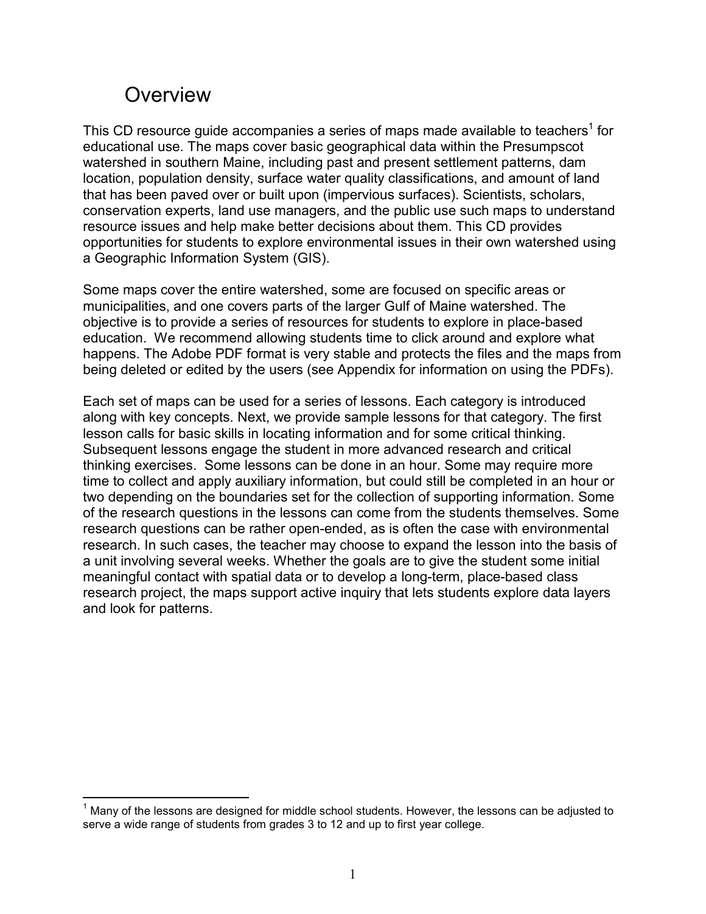# Overview

This CD resource guide accompanies a series of maps made available to teachers[1] for educational use. The maps cover basic geographical data within the Presumpscot watershed in southern Maine, including past and present settlement patterns, dam location, population density, surface water quality classifications, and amount of land that has been paved over or built upon (impervious surfaces). Scientists, scholars, conservation experts, land use managers, and the public use such maps to understand resource issues and help make better decisions about them. This CD provides opportunities for students to explore environmental issues in their own watershed using a Geographic Information System (GIS).

Some maps cover the entire watershed, some are focused on specific areas or municipalities, and one covers parts of the larger Gulf of Maine watershed. The objective is to provide a series of resources for students to explore in place-based education. We recommend allowing students time to click around and explore what happens. The Adobe PDF format is very stable and protects the files and the maps from being deleted or edited by the users (see Appendix for information on using the PDFs).

Each set of maps can be used for a series of lessons. Each category is introduced along with key concepts. Next, we provide sample lessons for that category. The first lesson calls for basic skills in locating information and for some critical thinking. Subsequent lessons engage the student in more advanced research and critical thinking exercises. Some lessons can be done in an hour. Some may require more time to collect and apply auxiliary information, but could still be completed in an hour or two depending on the boundaries set for the collection of supporting information. Some of the research questions in the lessons can come from the students themselves. Some research questions can be rather open-ended, as is often the case with environmental research. In such cases, the teacher may choose to expand the lesson into the basis of a unit involving several weeks. Whether the goals are to give the student some initial meaningful contact with spatial data or to develop a long-term, place-based class research project, the maps support active inquiry that lets students explore data layers and look for patterns.

---

[1] Many of the lessons are designed for middle school students. However, the lessons can be adjusted to serve a wide range of students from grades 3 to 12 and up to first year college.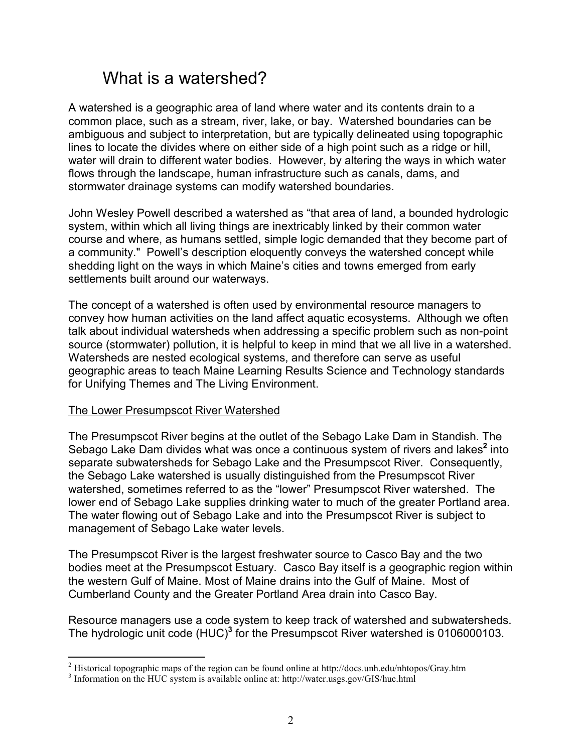# What is a watershed?

A watershed is a geographic area of land where water and its contents drain to a common place, such as a stream, river, lake, or bay. Watershed boundaries can be ambiguous and subject to interpretation, but are typically delineated using topographic lines to locate the divides where on either side of a high point such as a ridge or hill, water will drain to different water bodies. However, by altering the ways in which water flows through the landscape, human infrastructure such as canals, dams, and stormwater drainage systems can modify watershed boundaries.

John Wesley Powell described a watershed as "that area of land, a bounded hydrologic system, within which all living things are inextricably linked by their common water course and where, as humans settled, simple logic demanded that they become part of a community." Powell's description eloquently conveys the watershed concept while shedding light on the ways in which Maine's cities and towns emerged from early settlements built around our waterways.

The concept of a watershed is often used by environmental resource managers to convey how human activities on the land affect aquatic ecosystems. Although we often talk about individual watersheds when addressing a specific problem such as non-point source (stormwater) pollution, it is helpful to keep in mind that we all live in a watershed. Watersheds are nested ecological systems, and therefore can serve as useful geographic areas to teach Maine Learning Results Science and Technology standards for Unifying Themes and The Living Environment.

<u>The Lower Presumpscot River Watershed</u>

The Presumpscot River begins at the outlet of the Sebago Lake Dam in Standish. The Sebago Lake Dam divides what was once a continuous system of rivers and lakes[2] into separate subwatersheds for Sebago Lake and the Presumpscot River. Consequently, the Sebago Lake watershed is usually distinguished from the Presumpscot River watershed, sometimes referred to as the "lower" Presumpscot River watershed. The lower end of Sebago Lake supplies drinking water to much of the greater Portland area. The water flowing out of Sebago Lake and into the Presumpscot River is subject to management of Sebago Lake water levels.

The Presumpscot River is the largest freshwater source to Casco Bay and the two bodies meet at the Presumpscot Estuary. Casco Bay itself is a geographic region within the western Gulf of Maine. Most of Maine drains into the Gulf of Maine. Most of Cumberland County and the Greater Portland Area drain into Casco Bay.

Resource managers use a code system to keep track of watershed and subwatersheds. The hydrologic unit code (HUC)[3] for the Presumpscot River watershed is 0106000103.

---

[2] Historical topographic maps of the region can be found online at http://docs.unh.edu/nhtopos/Gray.htm

[3] Information on the HUC system is available online at: http://water.usgs.gov/GIS/huc.html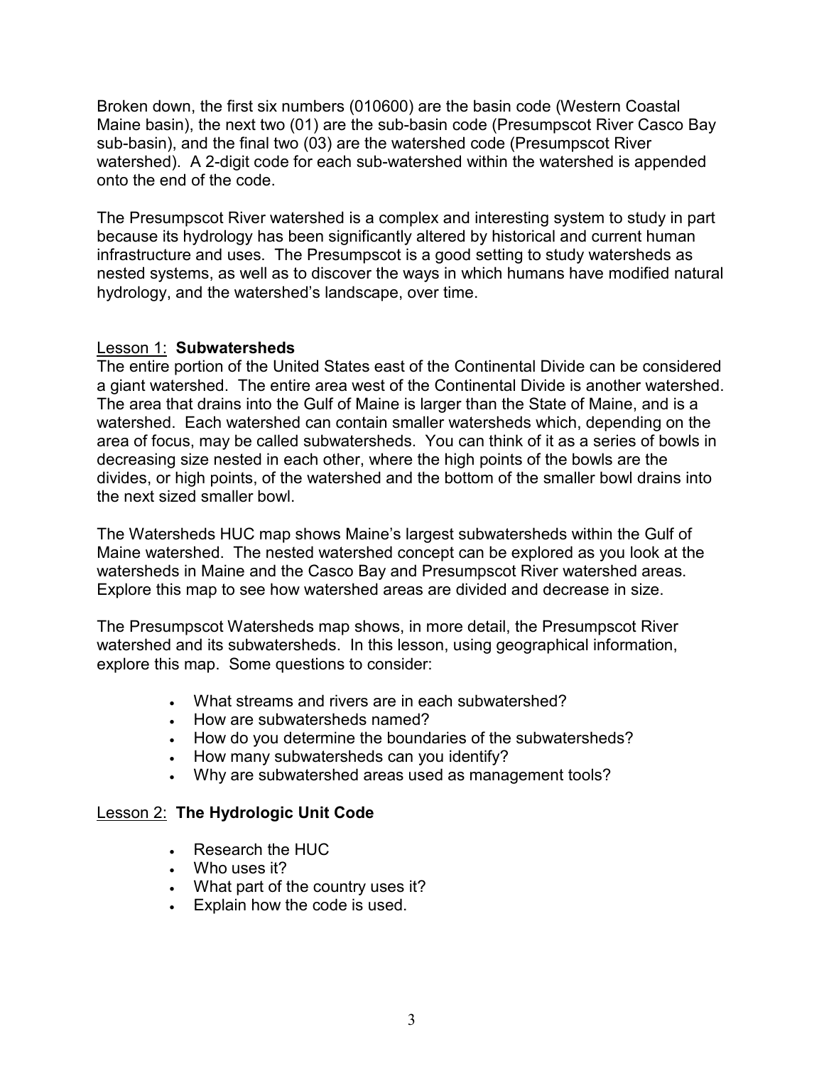Broken down, the first six numbers (010600) are the basin code (Western Coastal Maine basin), the next two (01) are the sub-basin code (Presumpscot River Casco Bay sub-basin), and the final two (03) are the watershed code (Presumpscot River watershed). A 2-digit code for each sub-watershed within the watershed is appended onto the end of the code.

The Presumpscot River watershed is a complex and interesting system to study in part because its hydrology has been significantly altered by historical and current human infrastructure and uses. The Presumpscot is a good setting to study watersheds as nested systems, as well as to discover the ways in which humans have modified natural hydrology, and the watershed's landscape, over time.

## Lesson 1: **Subwatersheds**

The entire portion of the United States east of the Continental Divide can be considered a giant watershed. The entire area west of the Continental Divide is another watershed. The area that drains into the Gulf of Maine is larger than the State of Maine, and is a watershed. Each watershed can contain smaller watersheds which, depending on the area of focus, may be called subwatersheds. You can think of it as a series of bowls in decreasing size nested in each other, where the high points of the bowls are the divides, or high points, of the watershed and the bottom of the smaller bowl drains into the next sized smaller bowl.

The Watersheds HUC map shows Maine's largest subwatersheds within the Gulf of Maine watershed. The nested watershed concept can be explored as you look at the watersheds in Maine and the Casco Bay and Presumpscot River watershed areas. Explore this map to see how watershed areas are divided and decrease in size.

The Presumpscot Watersheds map shows, in more detail, the Presumpscot River watershed and its subwatersheds. In this lesson, using geographical information, explore this map. Some questions to consider:

- What streams and rivers are in each subwatershed?
- How are subwatersheds named?
- How do you determine the boundaries of the subwatersheds?
- How many subwatersheds can you identify?
- Why are subwatershed areas used as management tools?

## Lesson 2: **The Hydrologic Unit Code**

- Research the HUC
- Who uses it?
- What part of the country uses it?
- Explain how the code is used.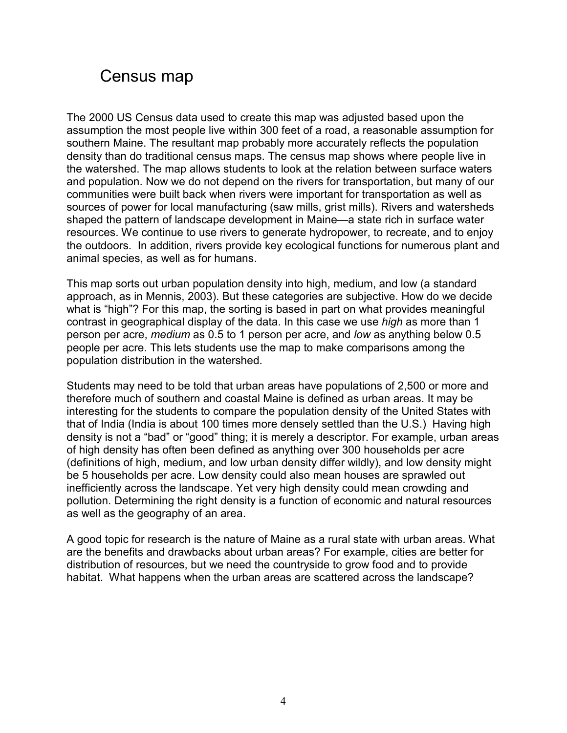# Census map

The 2000 US Census data used to create this map was adjusted based upon the assumption the most people live within 300 feet of a road, a reasonable assumption for southern Maine. The resultant map probably more accurately reflects the population density than do traditional census maps. The census map shows where people live in the watershed. The map allows students to look at the relation between surface waters and population. Now we do not depend on the rivers for transportation, but many of our communities were built back when rivers were important for transportation as well as sources of power for local manufacturing (saw mills, grist mills). Rivers and watersheds shaped the pattern of landscape development in Maine—a state rich in surface water resources. We continue to use rivers to generate hydropower, to recreate, and to enjoy the outdoors. In addition, rivers provide key ecological functions for numerous plant and animal species, as well as for humans.

This map sorts out urban population density into high, medium, and low (a standard approach, as in Mennis, 2003). But these categories are subjective. How do we decide what is "high"? For this map, the sorting is based in part on what provides meaningful contrast in geographical display of the data. In this case we use *high* as more than 1 person per acre, *medium* as 0.5 to 1 person per acre, and *low* as anything below 0.5 people per acre. This lets students use the map to make comparisons among the population distribution in the watershed.

Students may need to be told that urban areas have populations of 2,500 or more and therefore much of southern and coastal Maine is defined as urban areas. It may be interesting for the students to compare the population density of the United States with that of India (India is about 100 times more densely settled than the U.S.) Having high density is not a "bad" or "good" thing; it is merely a descriptor. For example, urban areas of high density has often been defined as anything over 300 households per acre (definitions of high, medium, and low urban density differ wildly), and low density might be 5 households per acre. Low density could also mean houses are sprawled out inefficiently across the landscape. Yet very high density could mean crowding and pollution. Determining the right density is a function of economic and natural resources as well as the geography of an area.

A good topic for research is the nature of Maine as a rural state with urban areas. What are the benefits and drawbacks about urban areas? For example, cities are better for distribution of resources, but we need the countryside to grow food and to provide habitat. What happens when the urban areas are scattered across the landscape?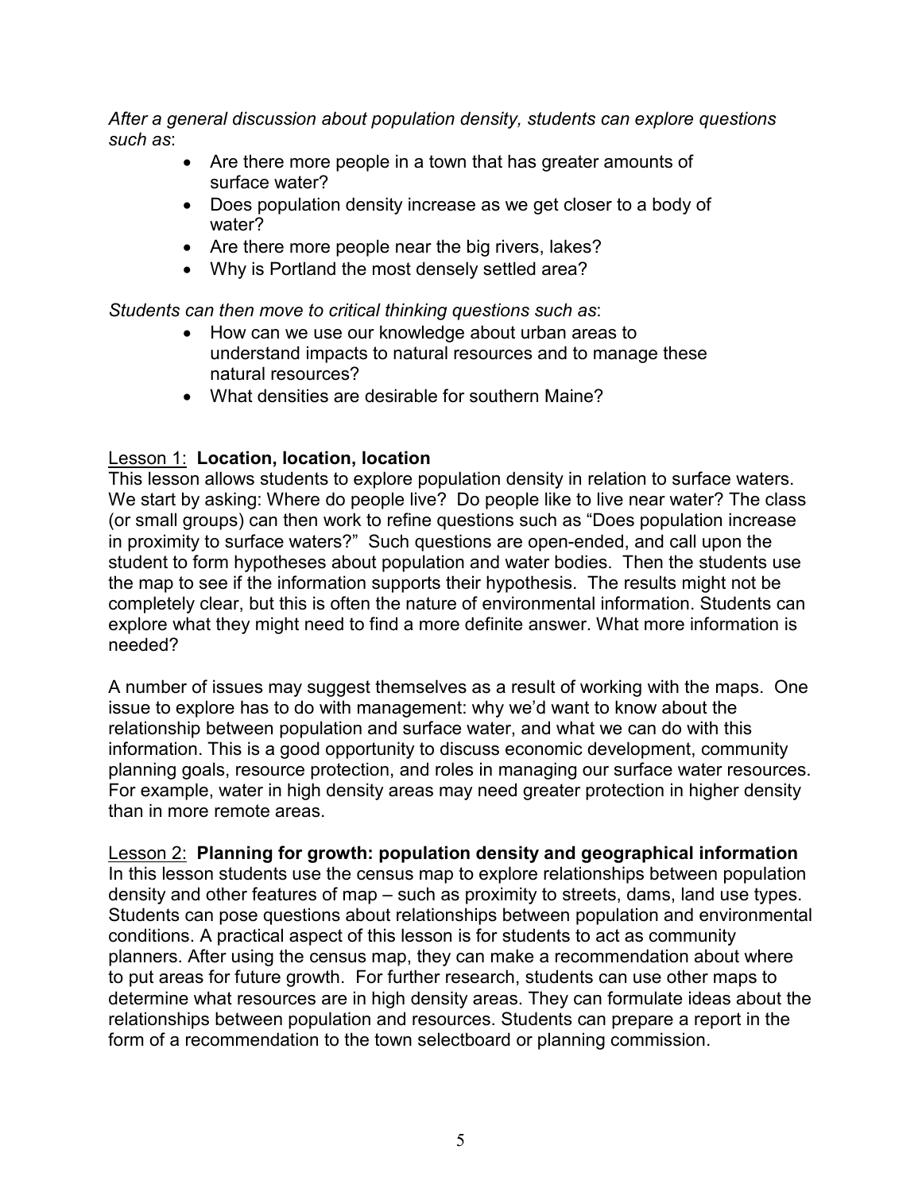*After a general discussion about population density, students can explore questions such as*:

- Are there more people in a town that has greater amounts of surface water?
- Does population density increase as we get closer to a body of water?
- Are there more people near the big rivers, lakes?
- Why is Portland the most densely settled area?

*Students can then move to critical thinking questions such as*:

- How can we use our knowledge about urban areas to understand impacts to natural resources and to manage these natural resources?
- What densities are desirable for southern Maine?

Lesson 1: **Location, location, location**

This lesson allows students to explore population density in relation to surface waters. We start by asking: Where do people live? Do people like to live near water? The class (or small groups) can then work to refine questions such as "Does population increase in proximity to surface waters?" Such questions are open-ended, and call upon the student to form hypotheses about population and water bodies. Then the students use the map to see if the information supports their hypothesis. The results might not be completely clear, but this is often the nature of environmental information. Students can explore what they might need to find a more definite answer. What more information is needed?

A number of issues may suggest themselves as a result of working with the maps. One issue to explore has to do with management: why we'd want to know about the relationship between population and surface water, and what we can do with this information. This is a good opportunity to discuss economic development, community planning goals, resource protection, and roles in managing our surface water resources. For example, water in high density areas may need greater protection in higher density than in more remote areas.

Lesson 2: **Planning for growth: population density and geographical information**

In this lesson students use the census map to explore relationships between population density and other features of map – such as proximity to streets, dams, land use types. Students can pose questions about relationships between population and environmental conditions. A practical aspect of this lesson is for students to act as community planners. After using the census map, they can make a recommendation about where to put areas for future growth. For further research, students can use other maps to determine what resources are in high density areas. They can formulate ideas about the relationships between population and resources. Students can prepare a report in the form of a recommendation to the town selectboard or planning commission.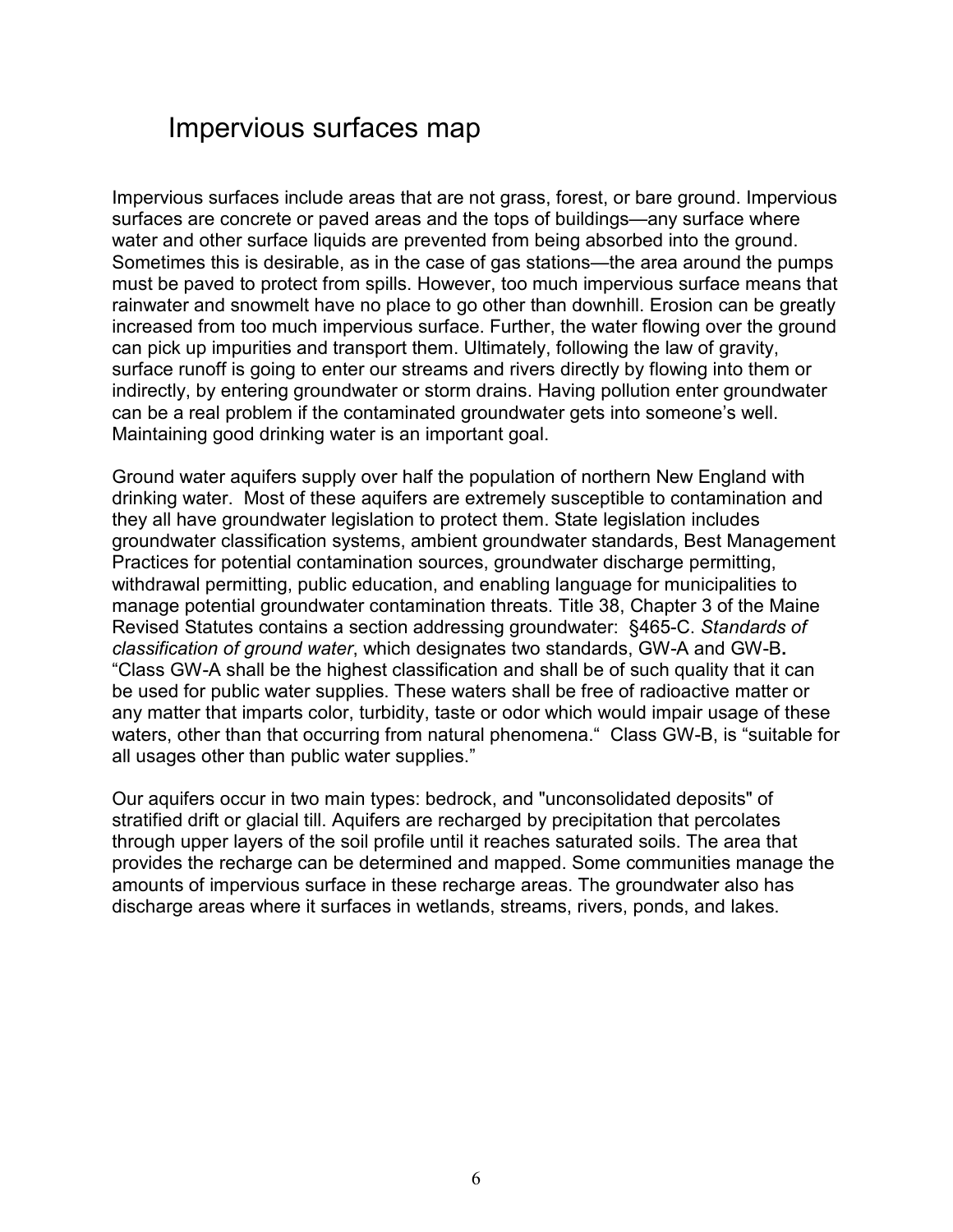# Impervious surfaces map

Impervious surfaces include areas that are not grass, forest, or bare ground. Impervious surfaces are concrete or paved areas and the tops of buildings—any surface where water and other surface liquids are prevented from being absorbed into the ground. Sometimes this is desirable, as in the case of gas stations—the area around the pumps must be paved to protect from spills. However, too much impervious surface means that rainwater and snowmelt have no place to go other than downhill. Erosion can be greatly increased from too much impervious surface. Further, the water flowing over the ground can pick up impurities and transport them. Ultimately, following the law of gravity, surface runoff is going to enter our streams and rivers directly by flowing into them or indirectly, by entering groundwater or storm drains. Having pollution enter groundwater can be a real problem if the contaminated groundwater gets into someone's well. Maintaining good drinking water is an important goal.

Ground water aquifers supply over half the population of northern New England with drinking water. Most of these aquifers are extremely susceptible to contamination and they all have groundwater legislation to protect them. State legislation includes groundwater classification systems, ambient groundwater standards, Best Management Practices for potential contamination sources, groundwater discharge permitting, withdrawal permitting, public education, and enabling language for municipalities to manage potential groundwater contamination threats. Title 38, Chapter 3 of the Maine Revised Statutes contains a section addressing groundwater: §465-C. *Standards of classification of ground water*, which designates two standards, GW-A and GW-B**.** "Class GW-A shall be the highest classification and shall be of such quality that it can be used for public water supplies. These waters shall be free of radioactive matter or any matter that imparts color, turbidity, taste or odor which would impair usage of these waters, other than that occurring from natural phenomena." Class GW-B, is "suitable for all usages other than public water supplies."

Our aquifers occur in two main types: bedrock, and "unconsolidated deposits" of stratified drift or glacial till. Aquifers are recharged by precipitation that percolates through upper layers of the soil profile until it reaches saturated soils. The area that provides the recharge can be determined and mapped. Some communities manage the amounts of impervious surface in these recharge areas. The groundwater also has discharge areas where it surfaces in wetlands, streams, rivers, ponds, and lakes.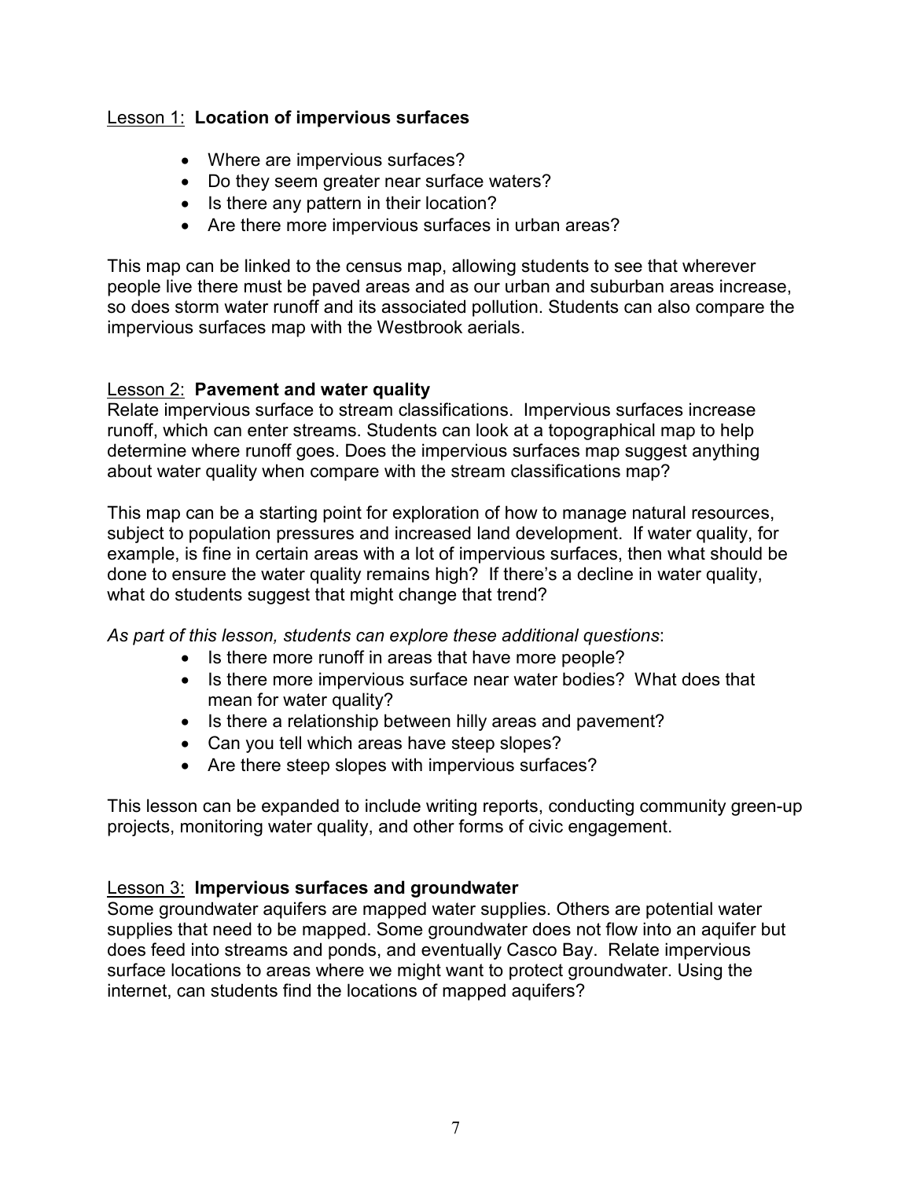## Lesson 1: **Location of impervious surfaces**

- Where are impervious surfaces?
- Do they seem greater near surface waters?
- Is there any pattern in their location?
- Are there more impervious surfaces in urban areas?

This map can be linked to the census map, allowing students to see that wherever people live there must be paved areas and as our urban and suburban areas increase, so does storm water runoff and its associated pollution. Students can also compare the impervious surfaces map with the Westbrook aerials.

## Lesson 2: **Pavement and water quality**

Relate impervious surface to stream classifications. Impervious surfaces increase runoff, which can enter streams. Students can look at a topographical map to help determine where runoff goes. Does the impervious surfaces map suggest anything about water quality when compare with the stream classifications map?

This map can be a starting point for exploration of how to manage natural resources, subject to population pressures and increased land development. If water quality, for example, is fine in certain areas with a lot of impervious surfaces, then what should be done to ensure the water quality remains high? If there's a decline in water quality, what do students suggest that might change that trend?

*As part of this lesson, students can explore these additional questions*:

- Is there more runoff in areas that have more people?
- Is there more impervious surface near water bodies? What does that mean for water quality?
- Is there a relationship between hilly areas and pavement?
- Can you tell which areas have steep slopes?
- Are there steep slopes with impervious surfaces?

This lesson can be expanded to include writing reports, conducting community green-up projects, monitoring water quality, and other forms of civic engagement.

## Lesson 3: **Impervious surfaces and groundwater**

Some groundwater aquifers are mapped water supplies. Others are potential water supplies that need to be mapped. Some groundwater does not flow into an aquifer but does feed into streams and ponds, and eventually Casco Bay. Relate impervious surface locations to areas where we might want to protect groundwater. Using the internet, can students find the locations of mapped aquifers?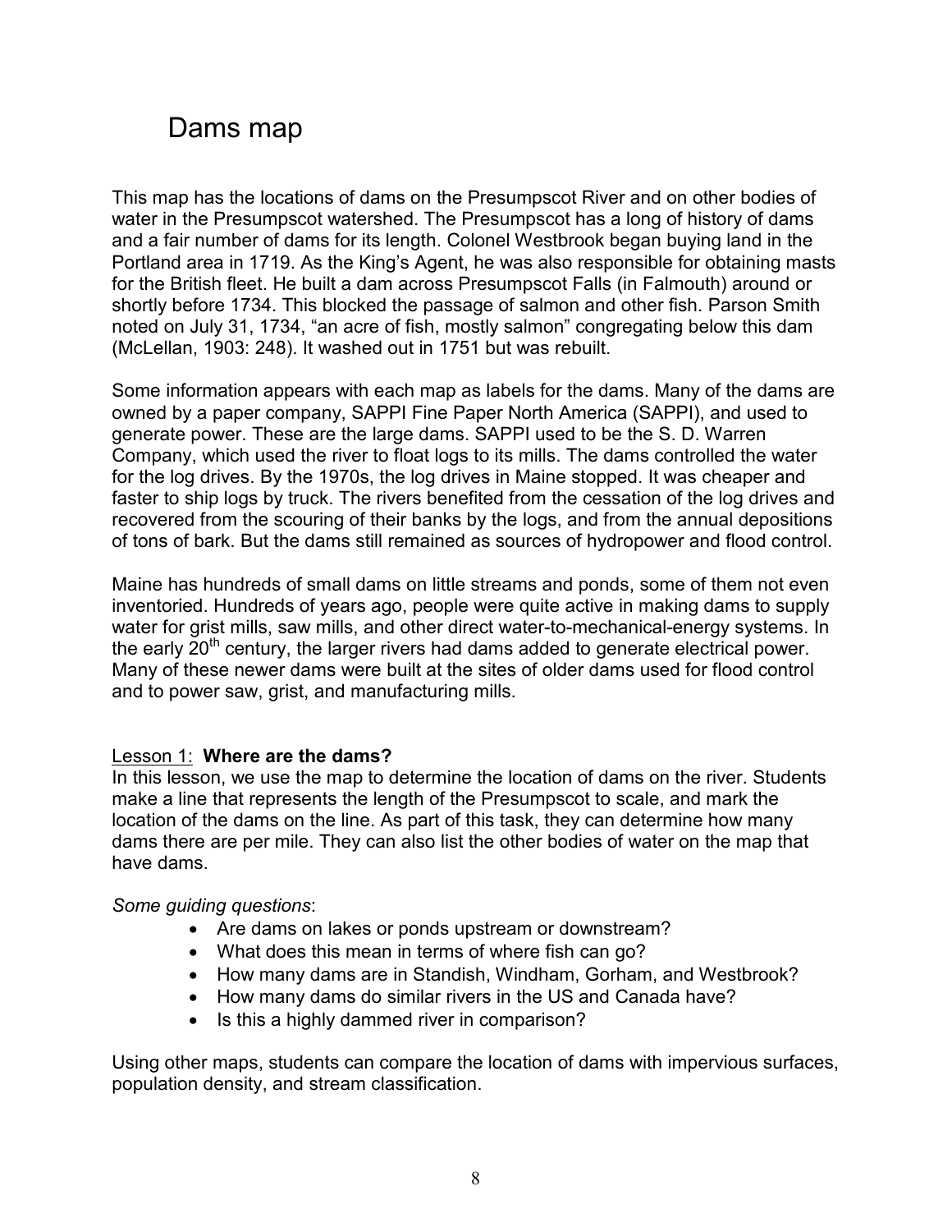# Dams map

This map has the locations of dams on the Presumpscot River and on other bodies of water in the Presumpscot watershed. The Presumpscot has a long of history of dams and a fair number of dams for its length. Colonel Westbrook began buying land in the Portland area in 1719. As the King's Agent, he was also responsible for obtaining masts for the British fleet. He built a dam across Presumpscot Falls (in Falmouth) around or shortly before 1734. This blocked the passage of salmon and other fish. Parson Smith noted on July 31, 1734, "an acre of fish, mostly salmon" congregating below this dam (McLellan, 1903: 248). It washed out in 1751 but was rebuilt.

Some information appears with each map as labels for the dams. Many of the dams are owned by a paper company, SAPPI Fine Paper North America (SAPPI), and used to generate power. These are the large dams. SAPPI used to be the S. D. Warren Company, which used the river to float logs to its mills. The dams controlled the water for the log drives. By the 1970s, the log drives in Maine stopped. It was cheaper and faster to ship logs by truck. The rivers benefited from the cessation of the log drives and recovered from the scouring of their banks by the logs, and from the annual depositions of tons of bark. But the dams still remained as sources of hydropower and flood control.

Maine has hundreds of small dams on little streams and ponds, some of them not even inventoried. Hundreds of years ago, people were quite active in making dams to supply water for grist mills, saw mills, and other direct water-to-mechanical-energy systems. In the early 20th century, the larger rivers had dams added to generate electrical power. Many of these newer dams were built at the sites of older dams used for flood control and to power saw, grist, and manufacturing mills.

Lesson 1: **Where are the dams?**

In this lesson, we use the map to determine the location of dams on the river. Students make a line that represents the length of the Presumpscot to scale, and mark the location of the dams on the line. As part of this task, they can determine how many dams there are per mile. They can also list the other bodies of water on the map that have dams.

*Some guiding questions*:

- Are dams on lakes or ponds upstream or downstream?
- What does this mean in terms of where fish can go?
- How many dams are in Standish, Windham, Gorham, and Westbrook?
- How many dams do similar rivers in the US and Canada have?
- Is this a highly dammed river in comparison?

Using other maps, students can compare the location of dams with impervious surfaces, population density, and stream classification.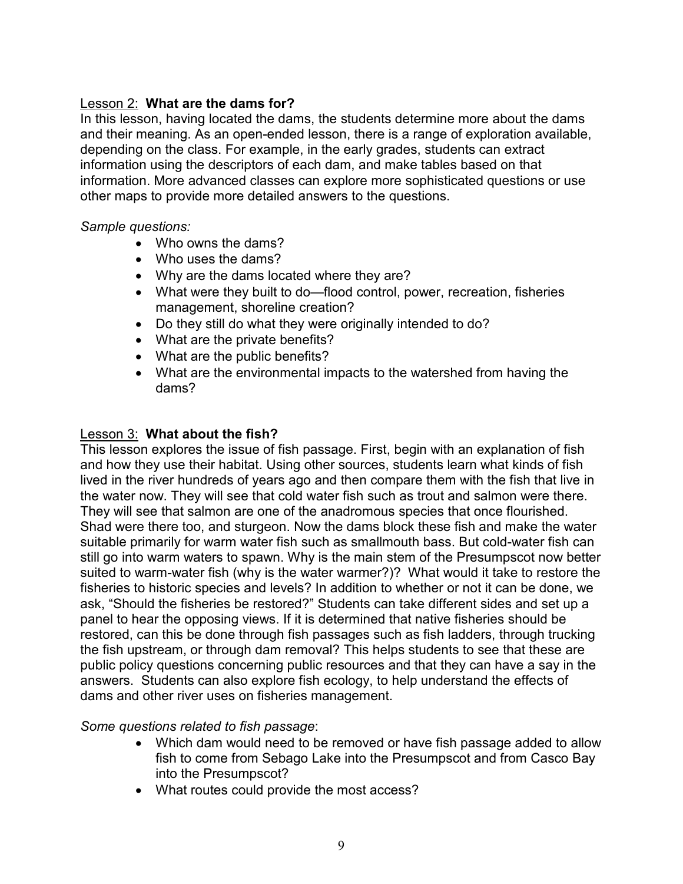<u>Lesson 2:</u> **What are the dams for?**

In this lesson, having located the dams, the students determine more about the dams and their meaning. As an open-ended lesson, there is a range of exploration available, depending on the class. For example, in the early grades, students can extract information using the descriptors of each dam, and make tables based on that information. More advanced classes can explore more sophisticated questions or use other maps to provide more detailed answers to the questions.

*Sample questions:*

- Who owns the dams?
- Who uses the dams?
- Why are the dams located where they are?
- What were they built to do—flood control, power, recreation, fisheries management, shoreline creation?
- Do they still do what they were originally intended to do?
- What are the private benefits?
- What are the public benefits?
- What are the environmental impacts to the watershed from having the dams?

<u>Lesson 3:</u> **What about the fish?**

This lesson explores the issue of fish passage. First, begin with an explanation of fish and how they use their habitat. Using other sources, students learn what kinds of fish lived in the river hundreds of years ago and then compare them with the fish that live in the water now. They will see that cold water fish such as trout and salmon were there. They will see that salmon are one of the anadromous species that once flourished. Shad were there too, and sturgeon. Now the dams block these fish and make the water suitable primarily for warm water fish such as smallmouth bass. But cold-water fish can still go into warm waters to spawn. Why is the main stem of the Presumpscot now better suited to warm-water fish (why is the water warmer?)? What would it take to restore the fisheries to historic species and levels? In addition to whether or not it can be done, we ask, "Should the fisheries be restored?" Students can take different sides and set up a panel to hear the opposing views. If it is determined that native fisheries should be restored, can this be done through fish passages such as fish ladders, through trucking the fish upstream, or through dam removal? This helps students to see that these are public policy questions concerning public resources and that they can have a say in the answers. Students can also explore fish ecology, to help understand the effects of dams and other river uses on fisheries management.

*Some questions related to fish passage*:

- Which dam would need to be removed or have fish passage added to allow fish to come from Sebago Lake into the Presumpscot and from Casco Bay into the Presumpscot?
- What routes could provide the most access?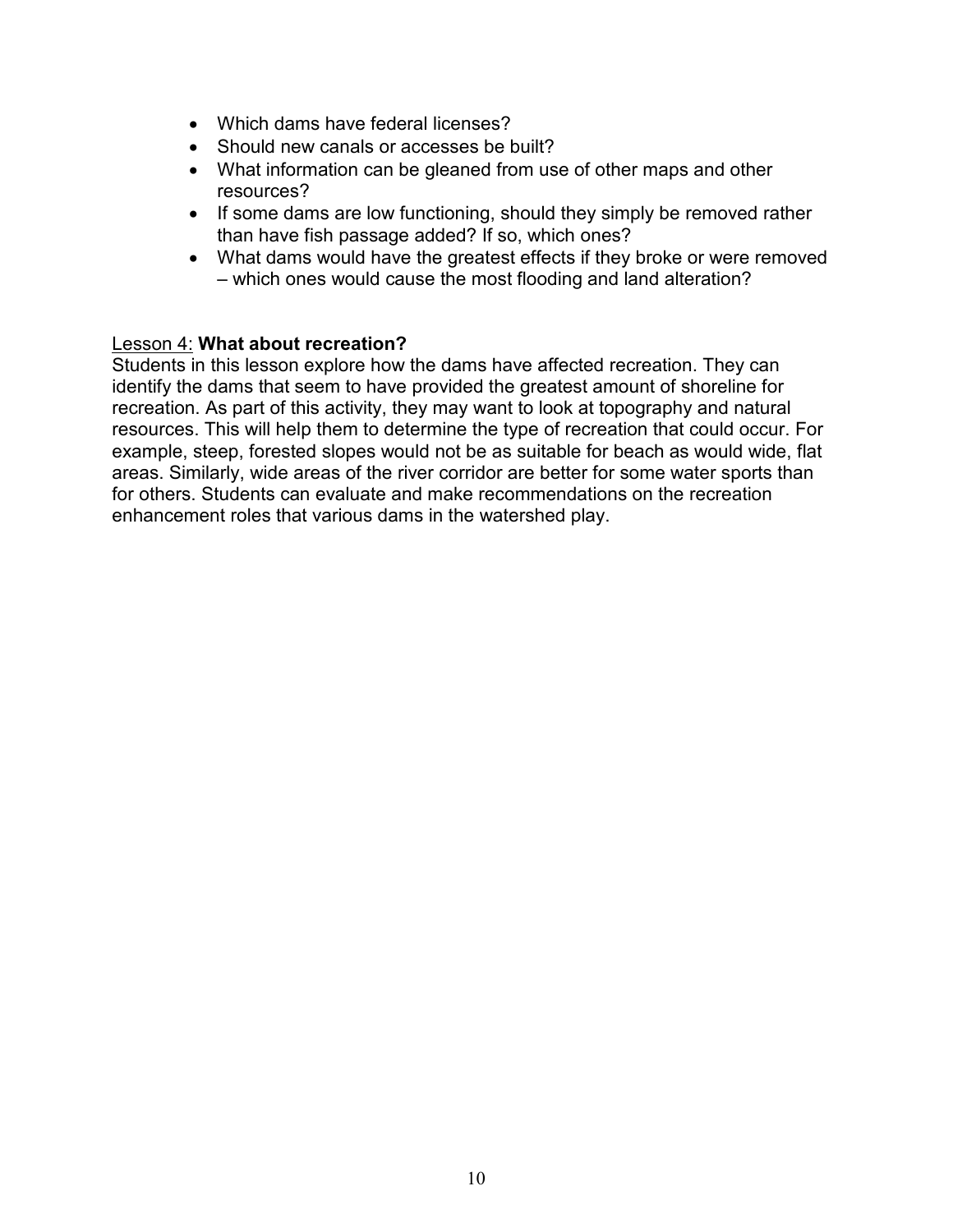- Which dams have federal licenses?
- Should new canals or accesses be built?
- What information can be gleaned from use of other maps and other resources?
- If some dams are low functioning, should they simply be removed rather than have fish passage added? If so, which ones?
- What dams would have the greatest effects if they broke or were removed – which ones would cause the most flooding and land alteration?

Lesson 4: **What about recreation?**

Students in this lesson explore how the dams have affected recreation. They can identify the dams that seem to have provided the greatest amount of shoreline for recreation. As part of this activity, they may want to look at topography and natural resources. This will help them to determine the type of recreation that could occur. For example, steep, forested slopes would not be as suitable for beach as would wide, flat areas. Similarly, wide areas of the river corridor are better for some water sports than for others. Students can evaluate and make recommendations on the recreation enhancement roles that various dams in the watershed play.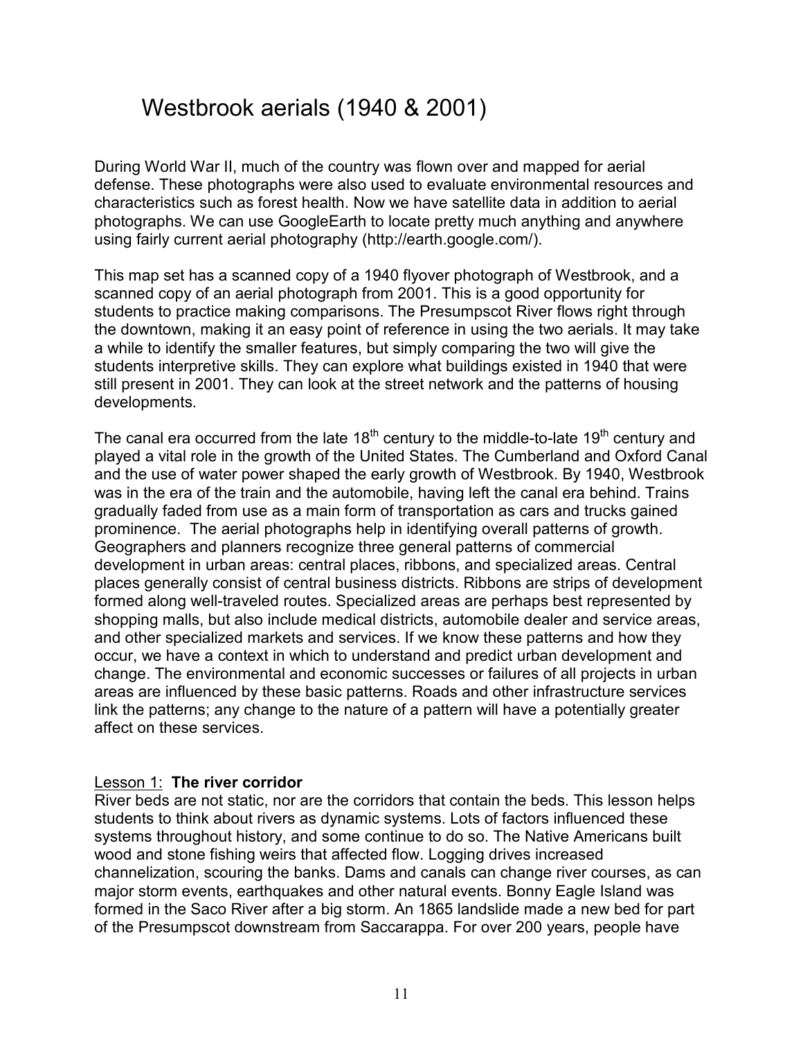# Westbrook aerials (1940 & 2001)

During World War II, much of the country was flown over and mapped for aerial defense. These photographs were also used to evaluate environmental resources and characteristics such as forest health. Now we have satellite data in addition to aerial photographs. We can use GoogleEarth to locate pretty much anything and anywhere using fairly current aerial photography (http://earth.google.com/).

This map set has a scanned copy of a 1940 flyover photograph of Westbrook, and a scanned copy of an aerial photograph from 2001. This is a good opportunity for students to practice making comparisons. The Presumpscot River flows right through the downtown, making it an easy point of reference in using the two aerials. It may take a while to identify the smaller features, but simply comparing the two will give the students interpretive skills. They can explore what buildings existed in 1940 that were still present in 2001. They can look at the street network and the patterns of housing developments.

The canal era occurred from the late 18th century to the middle-to-late 19th century and played a vital role in the growth of the United States. The Cumberland and Oxford Canal and the use of water power shaped the early growth of Westbrook. By 1940, Westbrook was in the era of the train and the automobile, having left the canal era behind. Trains gradually faded from use as a main form of transportation as cars and trucks gained prominence. The aerial photographs help in identifying overall patterns of growth. Geographers and planners recognize three general patterns of commercial development in urban areas: central places, ribbons, and specialized areas. Central places generally consist of central business districts. Ribbons are strips of development formed along well-traveled routes. Specialized areas are perhaps best represented by shopping malls, but also include medical districts, automobile dealer and service areas, and other specialized markets and services. If we know these patterns and how they occur, we have a context in which to understand and predict urban development and change. The environmental and economic successes or failures of all projects in urban areas are influenced by these basic patterns. Roads and other infrastructure services link the patterns; any change to the nature of a pattern will have a potentially greater affect on these services.

<u>Lesson 1:</u> **The river corridor**

River beds are not static, nor are the corridors that contain the beds. This lesson helps students to think about rivers as dynamic systems. Lots of factors influenced these systems throughout history, and some continue to do so. The Native Americans built wood and stone fishing weirs that affected flow. Logging drives increased channelization, scouring the banks. Dams and canals can change river courses, as can major storm events, earthquakes and other natural events. Bonny Eagle Island was formed in the Saco River after a big storm. An 1865 landslide made a new bed for part of the Presumpscot downstream from Saccarappa. For over 200 years, people have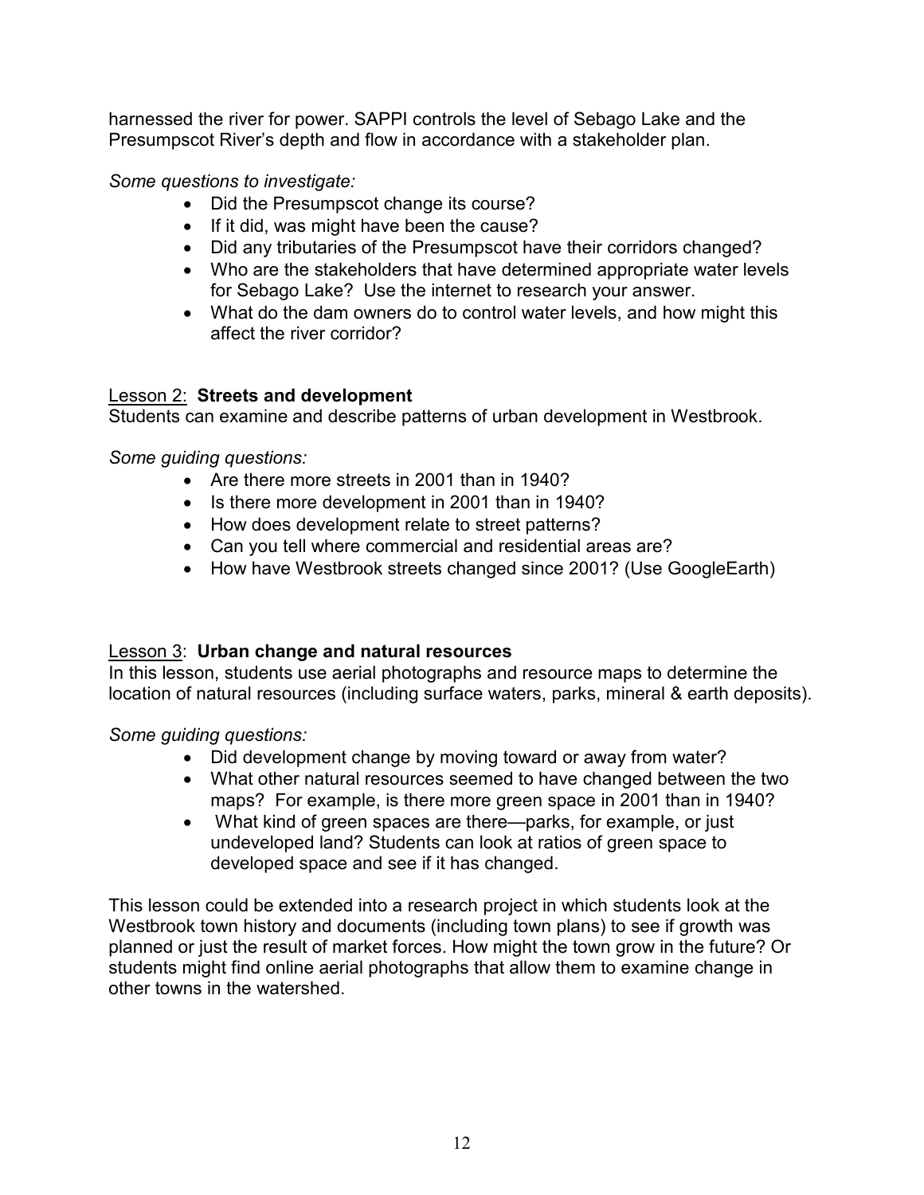harnessed the river for power. SAPPI controls the level of Sebago Lake and the Presumpscot River's depth and flow in accordance with a stakeholder plan.

*Some questions to investigate:*

- Did the Presumpscot change its course?
- If it did, was might have been the cause?
- Did any tributaries of the Presumpscot have their corridors changed?
- Who are the stakeholders that have determined appropriate water levels for Sebago Lake? Use the internet to research your answer.
- What do the dam owners do to control water levels, and how might this affect the river corridor?

<u>Lesson 2</u>: **Streets and development**

Students can examine and describe patterns of urban development in Westbrook.

*Some guiding questions:*

- Are there more streets in 2001 than in 1940?
- Is there more development in 2001 than in 1940?
- How does development relate to street patterns?
- Can you tell where commercial and residential areas are?
- How have Westbrook streets changed since 2001? (Use GoogleEarth)

<u>Lesson 3</u>: **Urban change and natural resources**

In this lesson, students use aerial photographs and resource maps to determine the location of natural resources (including surface waters, parks, mineral & earth deposits).

*Some guiding questions:*

- Did development change by moving toward or away from water?
- What other natural resources seemed to have changed between the two maps? For example, is there more green space in 2001 than in 1940?
- What kind of green spaces are there—parks, for example, or just undeveloped land? Students can look at ratios of green space to developed space and see if it has changed.

This lesson could be extended into a research project in which students look at the Westbrook town history and documents (including town plans) to see if growth was planned or just the result of market forces. How might the town grow in the future? Or students might find online aerial photographs that allow them to examine change in other towns in the watershed.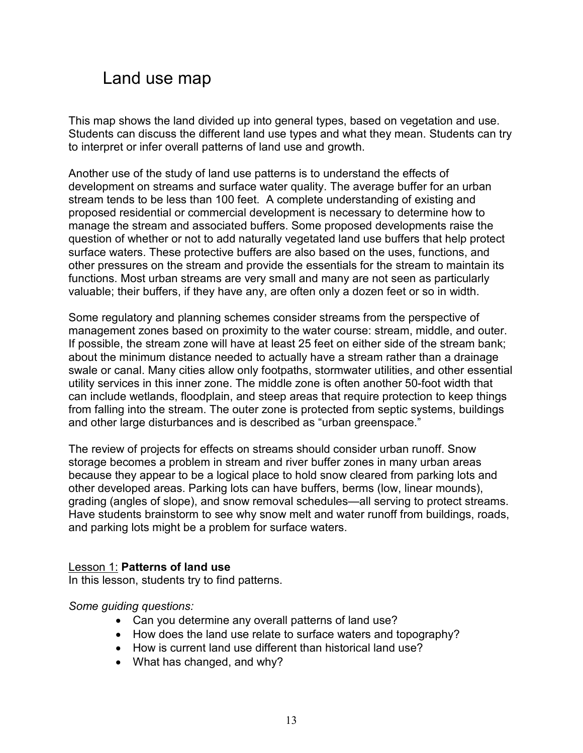# Land use map

This map shows the land divided up into general types, based on vegetation and use. Students can discuss the different land use types and what they mean. Students can try to interpret or infer overall patterns of land use and growth.

Another use of the study of land use patterns is to understand the effects of development on streams and surface water quality. The average buffer for an urban stream tends to be less than 100 feet. A complete understanding of existing and proposed residential or commercial development is necessary to determine how to manage the stream and associated buffers. Some proposed developments raise the question of whether or not to add naturally vegetated land use buffers that help protect surface waters. These protective buffers are also based on the uses, functions, and other pressures on the stream and provide the essentials for the stream to maintain its functions. Most urban streams are very small and many are not seen as particularly valuable; their buffers, if they have any, are often only a dozen feet or so in width.

Some regulatory and planning schemes consider streams from the perspective of management zones based on proximity to the water course: stream, middle, and outer. If possible, the stream zone will have at least 25 feet on either side of the stream bank; about the minimum distance needed to actually have a stream rather than a drainage swale or canal. Many cities allow only footpaths, stormwater utilities, and other essential utility services in this inner zone. The middle zone is often another 50-foot width that can include wetlands, floodplain, and steep areas that require protection to keep things from falling into the stream. The outer zone is protected from septic systems, buildings and other large disturbances and is described as "urban greenspace."

The review of projects for effects on streams should consider urban runoff. Snow storage becomes a problem in stream and river buffer zones in many urban areas because they appear to be a logical place to hold snow cleared from parking lots and other developed areas. Parking lots can have buffers, berms (low, linear mounds), grading (angles of slope), and snow removal schedules—all serving to protect streams. Have students brainstorm to see why snow melt and water runoff from buildings, roads, and parking lots might be a problem for surface waters.

Lesson 1: **Patterns of land use**
In this lesson, students try to find patterns.

*Some guiding questions:*

- Can you determine any overall patterns of land use?
- How does the land use relate to surface waters and topography?
- How is current land use different than historical land use?
- What has changed, and why?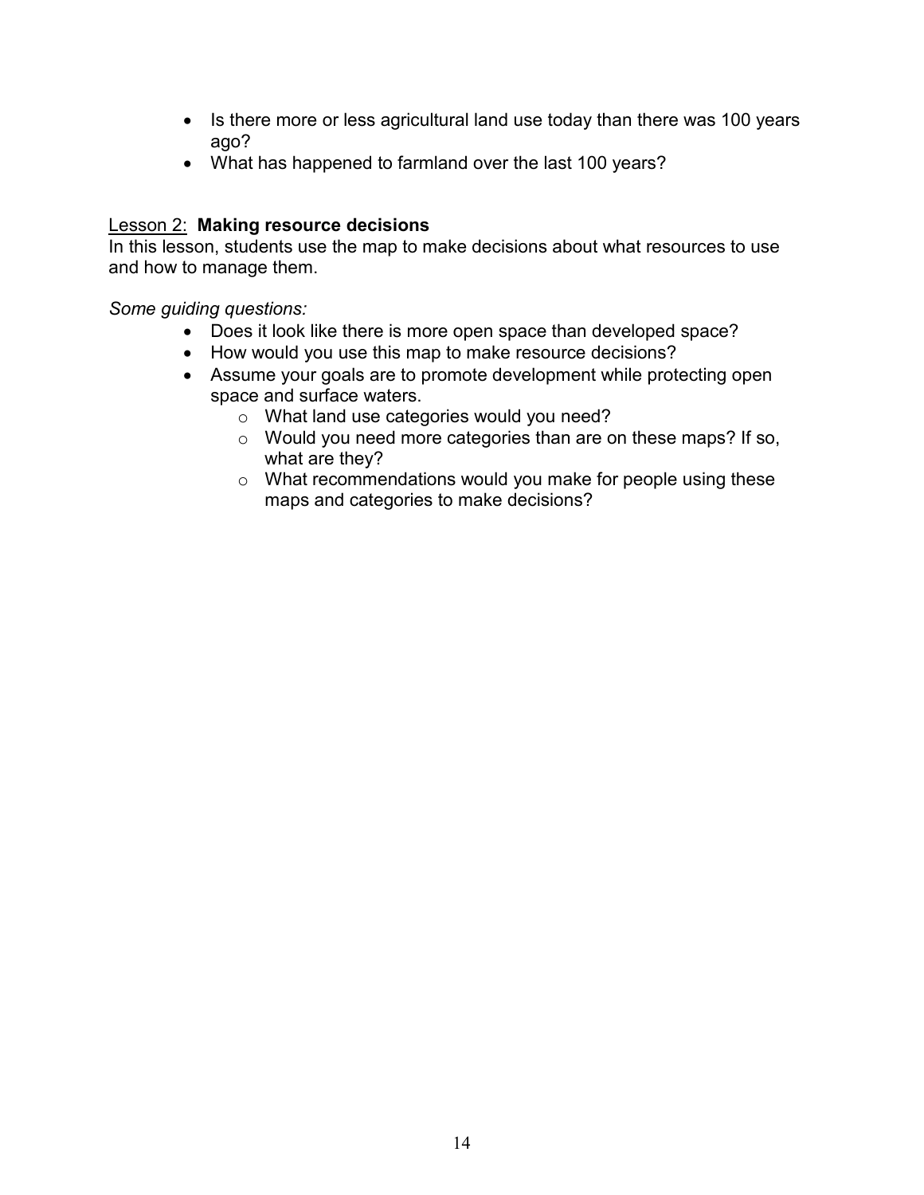- Is there more or less agricultural land use today than there was 100 years ago?
- What has happened to farmland over the last 100 years?

<u>Lesson 2:</u> **Making resource decisions**

In this lesson, students use the map to make decisions about what resources to use and how to manage them.

*Some guiding questions:*

- Does it look like there is more open space than developed space?
- How would you use this map to make resource decisions?
- Assume your goals are to promote development while protecting open space and surface waters.
    - What land use categories would you need?
    - Would you need more categories than are on these maps? If so, what are they?
    - What recommendations would you make for people using these maps and categories to make decisions?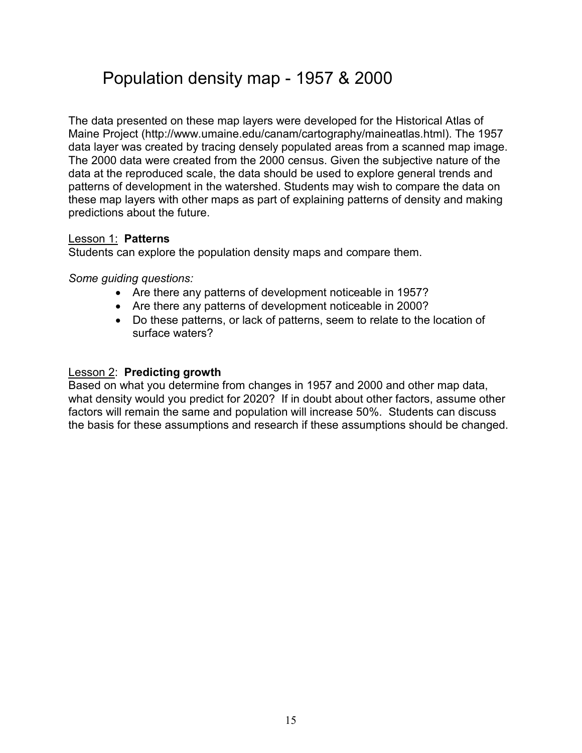# Population density map - 1957 & 2000

The data presented on these map layers were developed for the Historical Atlas of Maine Project (http://www.umaine.edu/canam/cartography/maineatlas.html). The 1957 data layer was created by tracing densely populated areas from a scanned map image. The 2000 data were created from the 2000 census. Given the subjective nature of the data at the reproduced scale, the data should be used to explore general trends and patterns of development in the watershed. Students may wish to compare the data on these map layers with other maps as part of explaining patterns of density and making predictions about the future.

Lesson 1: **Patterns**
Students can explore the population density maps and compare them.

*Some guiding questions:*

- Are there any patterns of development noticeable in 1957?
- Are there any patterns of development noticeable in 2000?
- Do these patterns, or lack of patterns, seem to relate to the location of surface waters?

Lesson 2: **Predicting growth**
Based on what you determine from changes in 1957 and 2000 and other map data, what density would you predict for 2020? If in doubt about other factors, assume other factors will remain the same and population will increase 50%. Students can discuss the basis for these assumptions and research if these assumptions should be changed.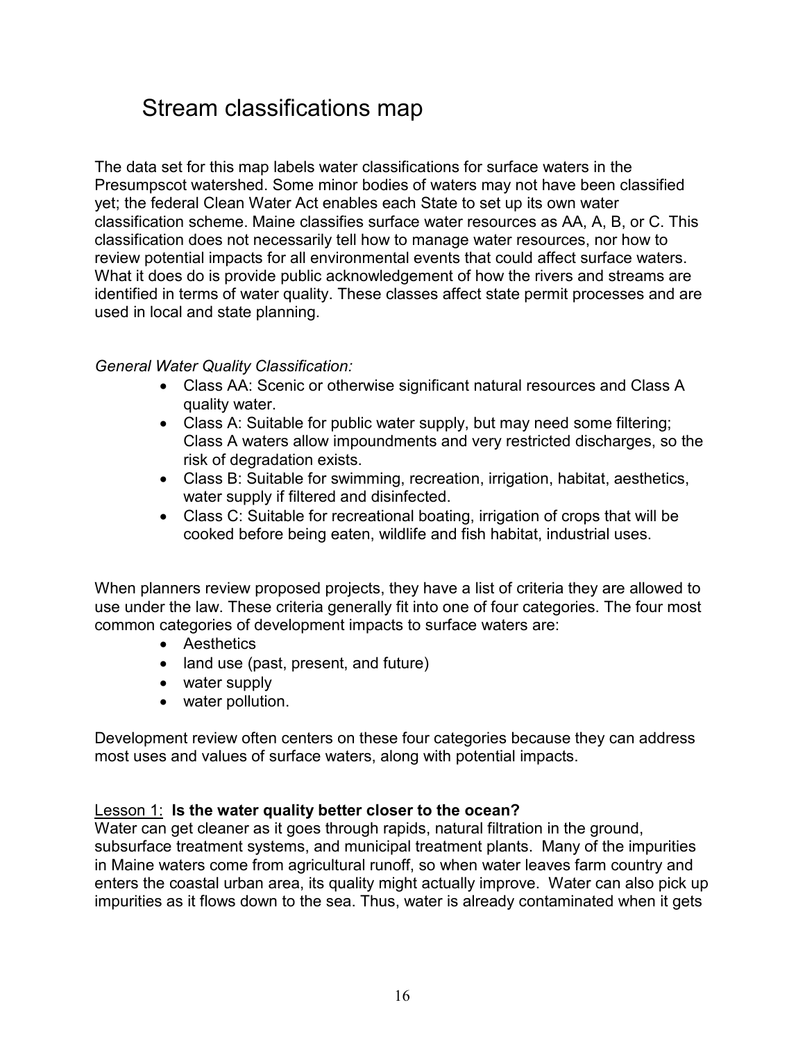# Stream classifications map

The data set for this map labels water classifications for surface waters in the Presumpscot watershed. Some minor bodies of waters may not have been classified yet; the federal Clean Water Act enables each State to set up its own water classification scheme. Maine classifies surface water resources as AA, A, B, or C. This classification does not necessarily tell how to manage water resources, nor how to review potential impacts for all environmental events that could affect surface waters. What it does do is provide public acknowledgement of how the rivers and streams are identified in terms of water quality. These classes affect state permit processes and are used in local and state planning.

*General Water Quality Classification:*

- Class AA: Scenic or otherwise significant natural resources and Class A quality water.
- Class A: Suitable for public water supply, but may need some filtering; Class A waters allow impoundments and very restricted discharges, so the risk of degradation exists.
- Class B: Suitable for swimming, recreation, irrigation, habitat, aesthetics, water supply if filtered and disinfected.
- Class C: Suitable for recreational boating, irrigation of crops that will be cooked before being eaten, wildlife and fish habitat, industrial uses.

When planners review proposed projects, they have a list of criteria they are allowed to use under the law. These criteria generally fit into one of four categories. The four most common categories of development impacts to surface waters are:

- Aesthetics
- land use (past, present, and future)
- water supply
- water pollution.

Development review often centers on these four categories because they can address most uses and values of surface waters, along with potential impacts.

<u>Lesson 1:</u> **Is the water quality better closer to the ocean?**
Water can get cleaner as it goes through rapids, natural filtration in the ground, subsurface treatment systems, and municipal treatment plants. Many of the impurities in Maine waters come from agricultural runoff, so when water leaves farm country and enters the coastal urban area, its quality might actually improve. Water can also pick up impurities as it flows down to the sea. Thus, water is already contaminated when it gets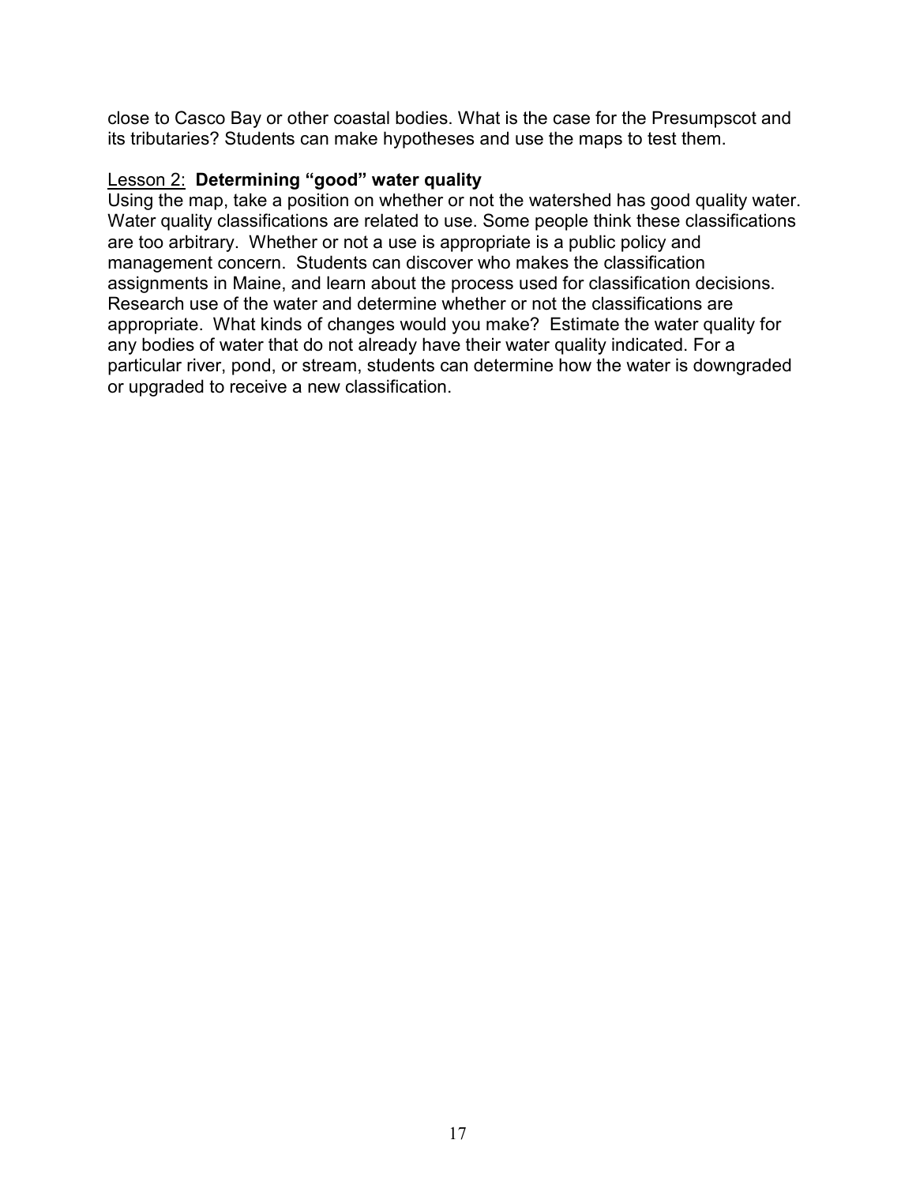close to Casco Bay or other coastal bodies. What is the case for the Presumpscot and its tributaries? Students can make hypotheses and use the maps to test them.

<u>Lesson 2</u>: **Determining "good" water quality**

Using the map, take a position on whether or not the watershed has good quality water. Water quality classifications are related to use. Some people think these classifications are too arbitrary. Whether or not a use is appropriate is a public policy and management concern. Students can discover who makes the classification assignments in Maine, and learn about the process used for classification decisions. Research use of the water and determine whether or not the classifications are appropriate. What kinds of changes would you make? Estimate the water quality for any bodies of water that do not already have their water quality indicated. For a particular river, pond, or stream, students can determine how the water is downgraded or upgraded to receive a new classification.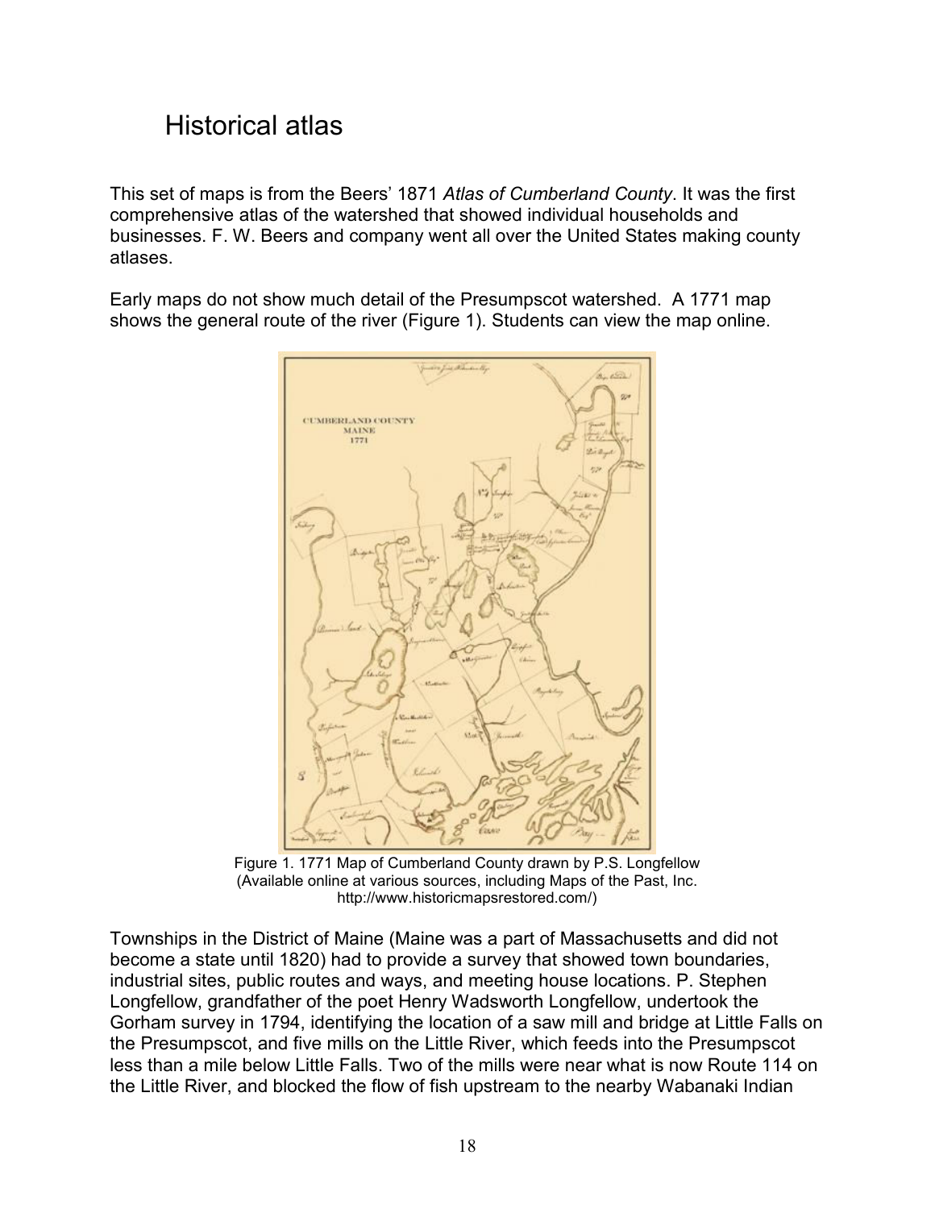# Historical atlas

This set of maps is from the Beers' 1871 *Atlas of Cumberland County*. It was the first comprehensive atlas of the watershed that showed individual households and businesses. F. W. Beers and company went all over the United States making county atlases.

Early maps do not show much detail of the Presumpscot watershed. A 1771 map shows the general route of the river (Figure 1). Students can view the map online.

Figure 1. 1771 Map of Cumberland County drawn by P.S. Longfellow (Available online at various sources, including Maps of the Past, Inc. http://www.historicmapsrestored.com/)

Townships in the District of Maine (Maine was a part of Massachusetts and did not become a state until 1820) had to provide a survey that showed town boundaries, industrial sites, public routes and ways, and meeting house locations. P. Stephen Longfellow, grandfather of the poet Henry Wadsworth Longfellow, undertook the Gorham survey in 1794, identifying the location of a saw mill and bridge at Little Falls on the Presumpscot, and five mills on the Little River, which feeds into the Presumpscot less than a mile below Little Falls. Two of the mills were near what is now Route 114 on the Little River, and blocked the flow of fish upstream to the nearby Wabanaki Indian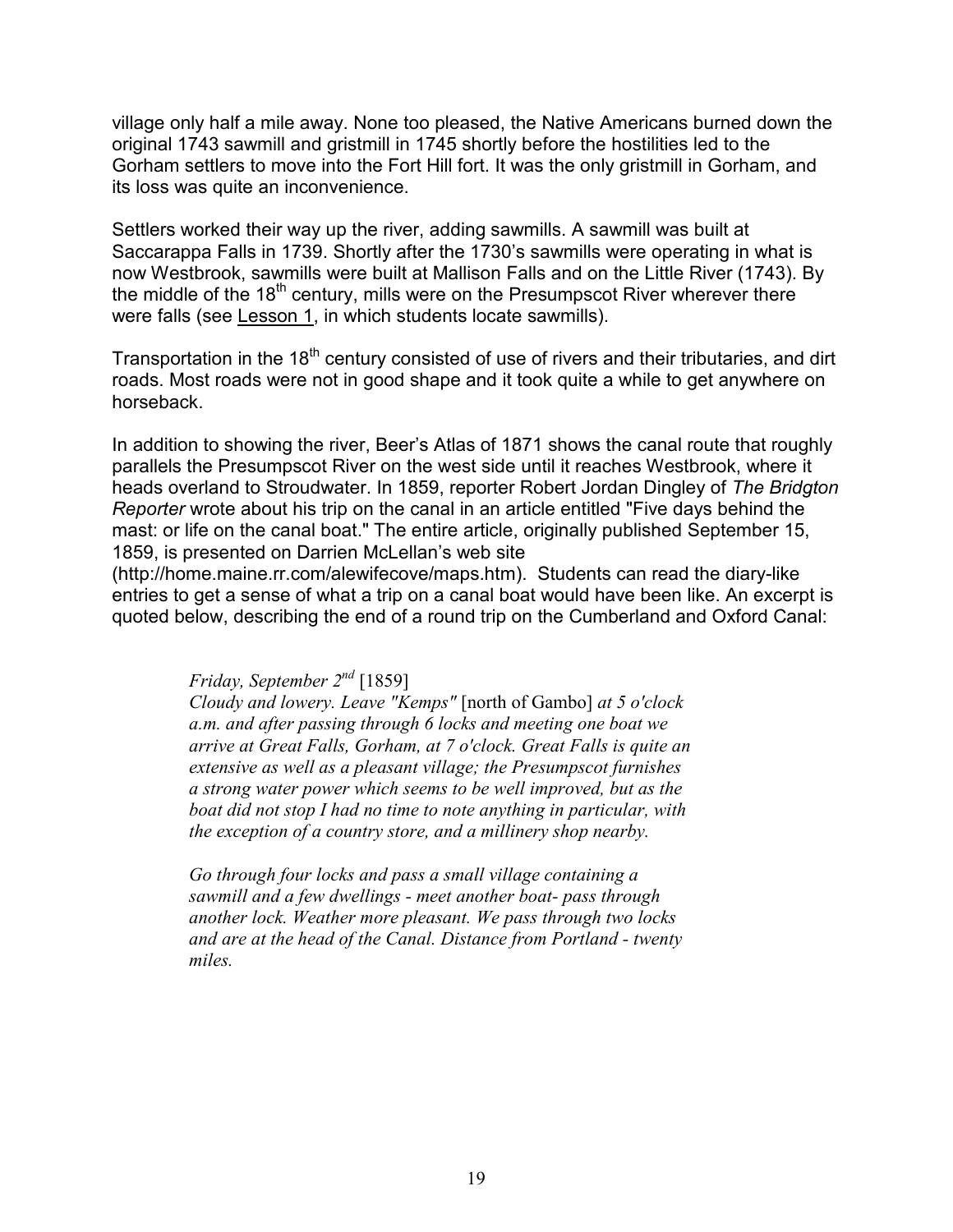village only half a mile away. None too pleased, the Native Americans burned down the original 1743 sawmill and gristmill in 1745 shortly before the hostilities led to the Gorham settlers to move into the Fort Hill fort. It was the only gristmill in Gorham, and its loss was quite an inconvenience.

Settlers worked their way up the river, adding sawmills. A sawmill was built at Saccarappa Falls in 1739. Shortly after the 1730's sawmills were operating in what is now Westbrook, sawmills were built at Mallison Falls and on the Little River (1743). By the middle of the 18th century, mills were on the Presumpscot River wherever there were falls (see Lesson 1, in which students locate sawmills).

Transportation in the 18th century consisted of use of rivers and their tributaries, and dirt roads. Most roads were not in good shape and it took quite a while to get anywhere on horseback.

In addition to showing the river, Beer's Atlas of 1871 shows the canal route that roughly parallels the Presumpscot River on the west side until it reaches Westbrook, where it heads overland to Stroudwater. In 1859, reporter Robert Jordan Dingley of *The Bridgton Reporter* wrote about his trip on the canal in an article entitled "Five days behind the mast: or life on the canal boat." The entire article, originally published September 15, 1859, is presented on Darrien McLellan's web site (http://home.maine.rr.com/alewifecove/maps.htm). Students can read the diary-like entries to get a sense of what a trip on a canal boat would have been like. An excerpt is quoted below, describing the end of a round trip on the Cumberland and Oxford Canal:

> *Friday, September 2nd* [1859]
> *Cloudy and lowery. Leave "Kemps"* [north of Gambo] *at 5 o'clock a.m. and after passing through 6 locks and meeting one boat we arrive at Great Falls, Gorham, at 7 o'clock. Great Falls is quite an extensive as well as a pleasant village; the Presumpscot furnishes a strong water power which seems to be well improved, but as the boat did not stop I had no time to note anything in particular, with the exception of a country store, and a millinery shop nearby.*
>
> *Go through four locks and pass a small village containing a sawmill and a few dwellings - meet another boat- pass through another lock. Weather more pleasant. We pass through two locks and are at the head of the Canal. Distance from Portland - twenty miles.*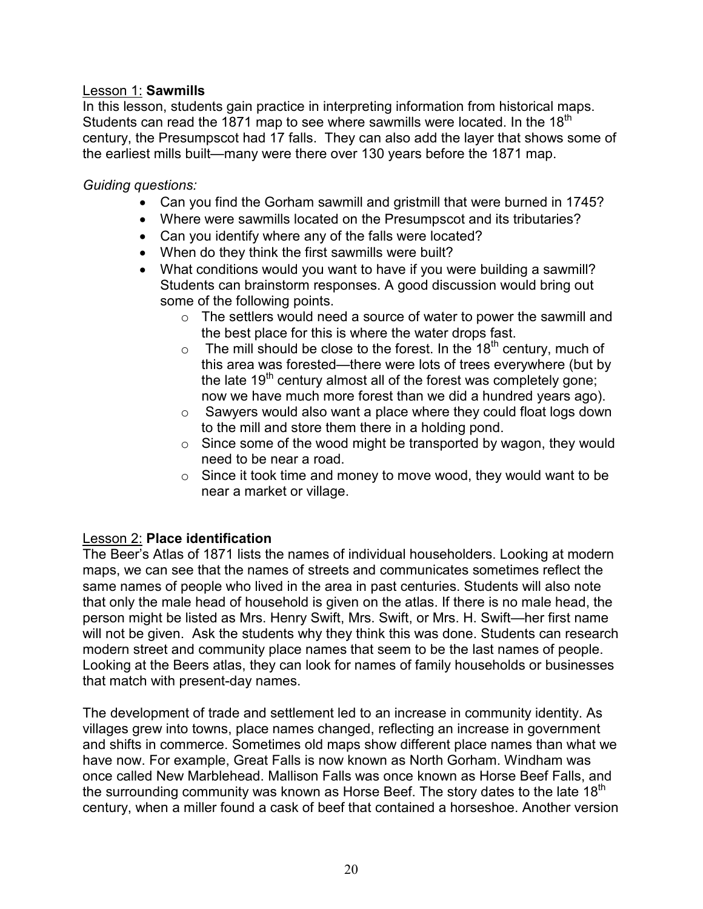Lesson 1: **Sawmills**

In this lesson, students gain practice in interpreting information from historical maps. Students can read the 1871 map to see where sawmills were located. In the 18th century, the Presumpscot had 17 falls. They can also add the layer that shows some of the earliest mills built—many were there over 130 years before the 1871 map.

*Guiding questions:*

- Can you find the Gorham sawmill and gristmill that were burned in 1745?
- Where were sawmills located on the Presumpscot and its tributaries?
- Can you identify where any of the falls were located?
- When do they think the first sawmills were built?
- What conditions would you want to have if you were building a sawmill? Students can brainstorm responses. A good discussion would bring out some of the following points.
  - The settlers would need a source of water to power the sawmill and the best place for this is where the water drops fast.
  - The mill should be close to the forest. In the 18th century, much of this area was forested—there were lots of trees everywhere (but by the late 19th century almost all of the forest was completely gone; now we have much more forest than we did a hundred years ago).
  - Sawyers would also want a place where they could float logs down to the mill and store them there in a holding pond.
  - Since some of the wood might be transported by wagon, they would need to be near a road.
  - Since it took time and money to move wood, they would want to be near a market or village.

Lesson 2: **Place identification**

The Beer's Atlas of 1871 lists the names of individual householders. Looking at modern maps, we can see that the names of streets and communicates sometimes reflect the same names of people who lived in the area in past centuries. Students will also note that only the male head of household is given on the atlas. If there is no male head, the person might be listed as Mrs. Henry Swift, Mrs. Swift, or Mrs. H. Swift—her first name will not be given. Ask the students why they think this was done. Students can research modern street and community place names that seem to be the last names of people. Looking at the Beers atlas, they can look for names of family households or businesses that match with present-day names.

The development of trade and settlement led to an increase in community identity. As villages grew into towns, place names changed, reflecting an increase in government and shifts in commerce. Sometimes old maps show different place names than what we have now. For example, Great Falls is now known as North Gorham. Windham was once called New Marblehead. Mallison Falls was once known as Horse Beef Falls, and the surrounding community was known as Horse Beef. The story dates to the late 18th century, when a miller found a cask of beef that contained a horseshoe. Another version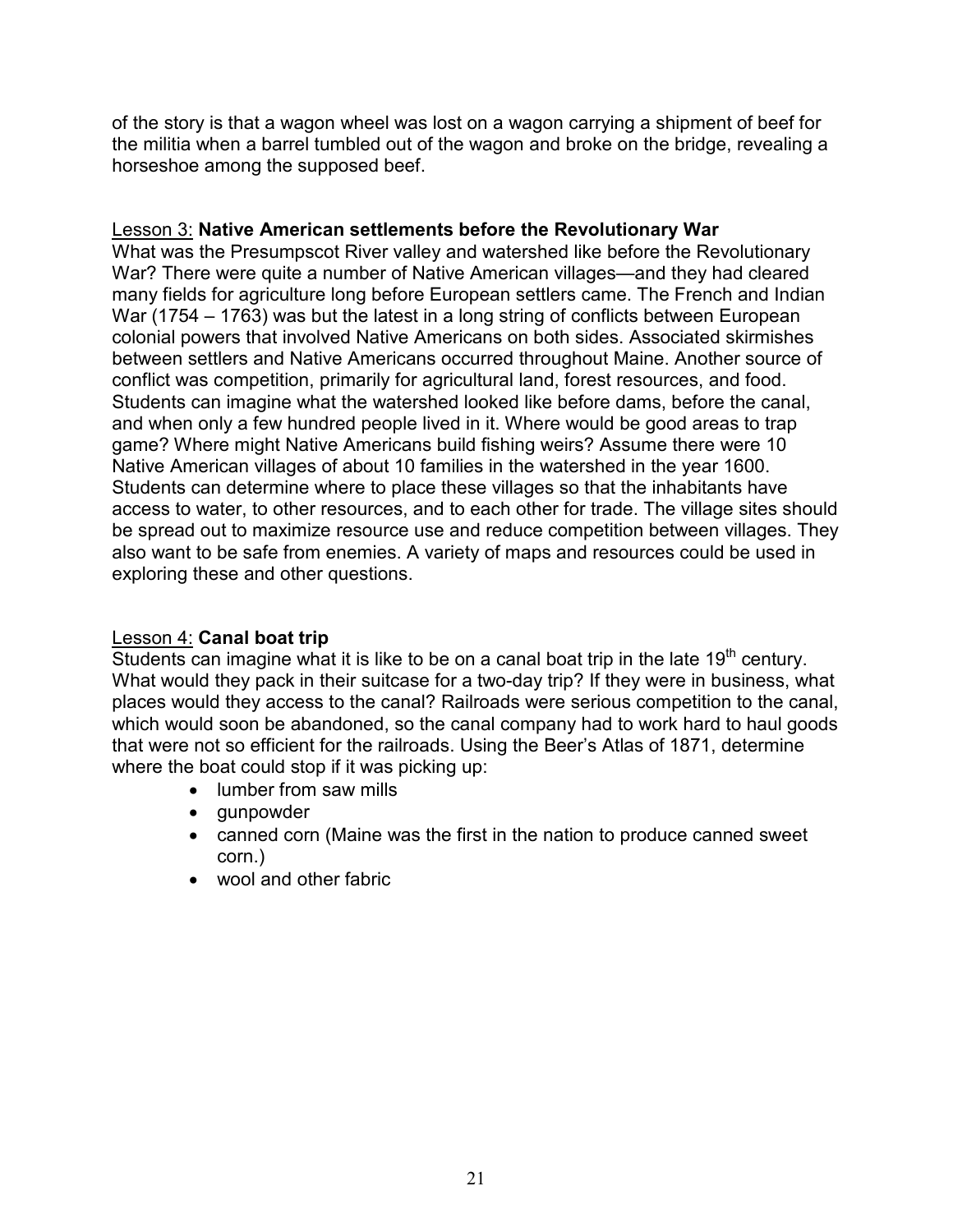of the story is that a wagon wheel was lost on a wagon carrying a shipment of beef for the militia when a barrel tumbled out of the wagon and broke on the bridge, revealing a horseshoe among the supposed beef.

<u>Lesson 3:</u> **Native American settlements before the Revolutionary War**

What was the Presumpscot River valley and watershed like before the Revolutionary War? There were quite a number of Native American villages—and they had cleared many fields for agriculture long before European settlers came. The French and Indian War (1754 – 1763) was but the latest in a long string of conflicts between European colonial powers that involved Native Americans on both sides. Associated skirmishes between settlers and Native Americans occurred throughout Maine. Another source of conflict was competition, primarily for agricultural land, forest resources, and food. Students can imagine what the watershed looked like before dams, before the canal, and when only a few hundred people lived in it. Where would be good areas to trap game? Where might Native Americans build fishing weirs? Assume there were 10 Native American villages of about 10 families in the watershed in the year 1600. Students can determine where to place these villages so that the inhabitants have access to water, to other resources, and to each other for trade. The village sites should be spread out to maximize resource use and reduce competition between villages. They also want to be safe from enemies. A variety of maps and resources could be used in exploring these and other questions.

<u>Lesson 4:</u> **Canal boat trip**

Students can imagine what it is like to be on a canal boat trip in the late 19th century. What would they pack in their suitcase for a two-day trip? If they were in business, what places would they access to the canal? Railroads were serious competition to the canal, which would soon be abandoned, so the canal company had to work hard to haul goods that were not so efficient for the railroads. Using the Beer's Atlas of 1871, determine where the boat could stop if it was picking up:

- lumber from saw mills
- gunpowder
- canned corn (Maine was the first in the nation to produce canned sweet corn.)
- wool and other fabric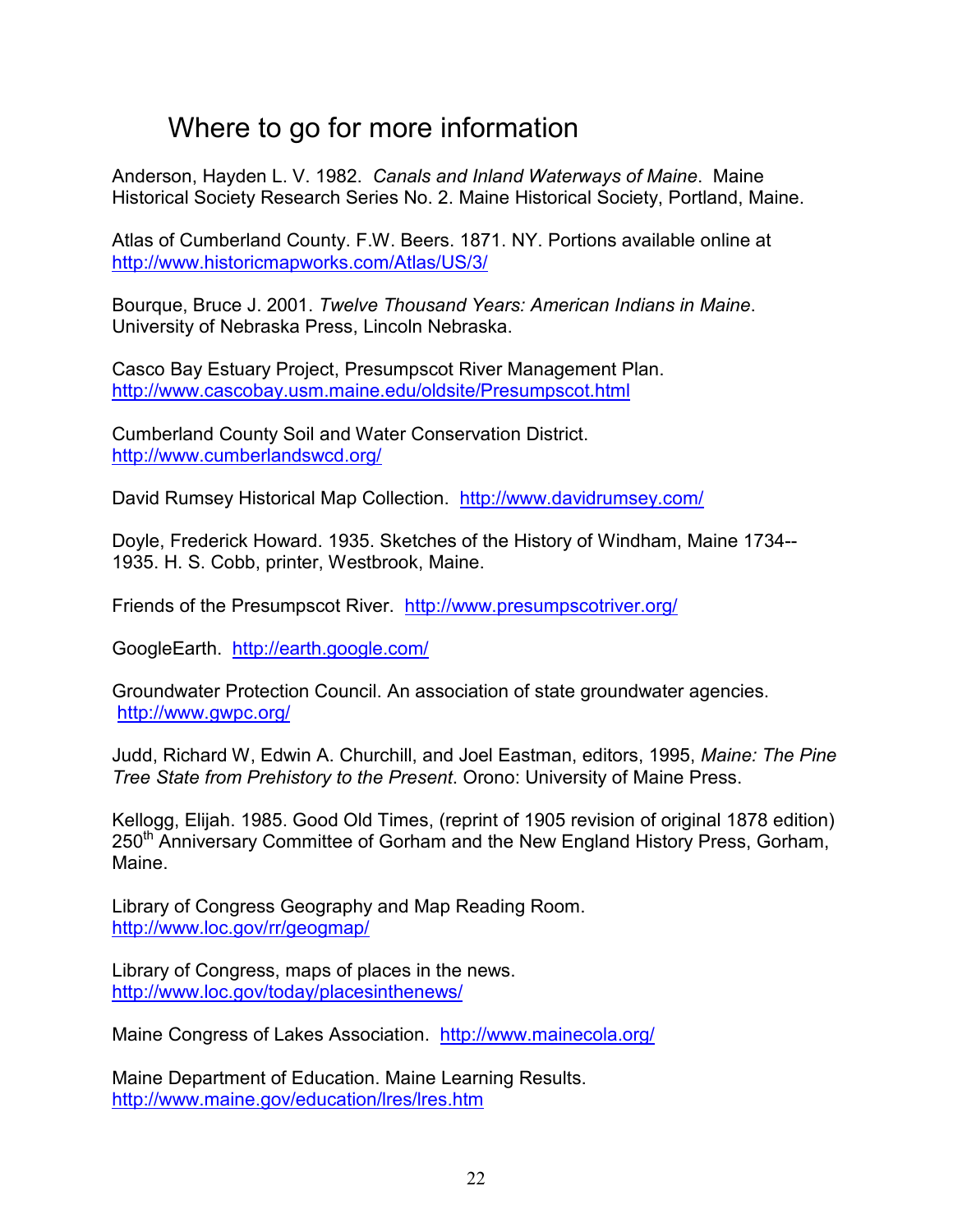# Where to go for more information

Anderson, Hayden L. V. 1982. *Canals and Inland Waterways of Maine*. Maine Historical Society Research Series No. 2. Maine Historical Society, Portland, Maine.

Atlas of Cumberland County. F.W. Beers. 1871. NY. Portions available online at http://www.historicmapworks.com/Atlas/US/3/

Bourque, Bruce J. 2001. *Twelve Thousand Years: American Indians in Maine*. University of Nebraska Press, Lincoln Nebraska.

Casco Bay Estuary Project, Presumpscot River Management Plan. http://www.cascobay.usm.maine.edu/oldsite/Presumpscot.html

Cumberland County Soil and Water Conservation District. http://www.cumberlandswcd.org/

David Rumsey Historical Map Collection. http://www.davidrumsey.com/

Doyle, Frederick Howard. 1935. Sketches of the History of Windham, Maine 1734--1935. H. S. Cobb, printer, Westbrook, Maine.

Friends of the Presumpscot River. http://www.presumpscotriver.org/

GoogleEarth. http://earth.google.com/

Groundwater Protection Council. An association of state groundwater agencies. http://www.gwpc.org/

Judd, Richard W, Edwin A. Churchill, and Joel Eastman, editors, 1995, *Maine: The Pine Tree State from Prehistory to the Present*. Orono: University of Maine Press.

Kellogg, Elijah. 1985. Good Old Times, (reprint of 1905 revision of original 1878 edition) 250th Anniversary Committee of Gorham and the New England History Press, Gorham, Maine.

Library of Congress Geography and Map Reading Room. http://www.loc.gov/rr/geogmap/

Library of Congress, maps of places in the news. http://www.loc.gov/today/placesinthenews/

Maine Congress of Lakes Association. http://www.mainecola.org/

Maine Department of Education. Maine Learning Results. http://www.maine.gov/education/lres/lres.htm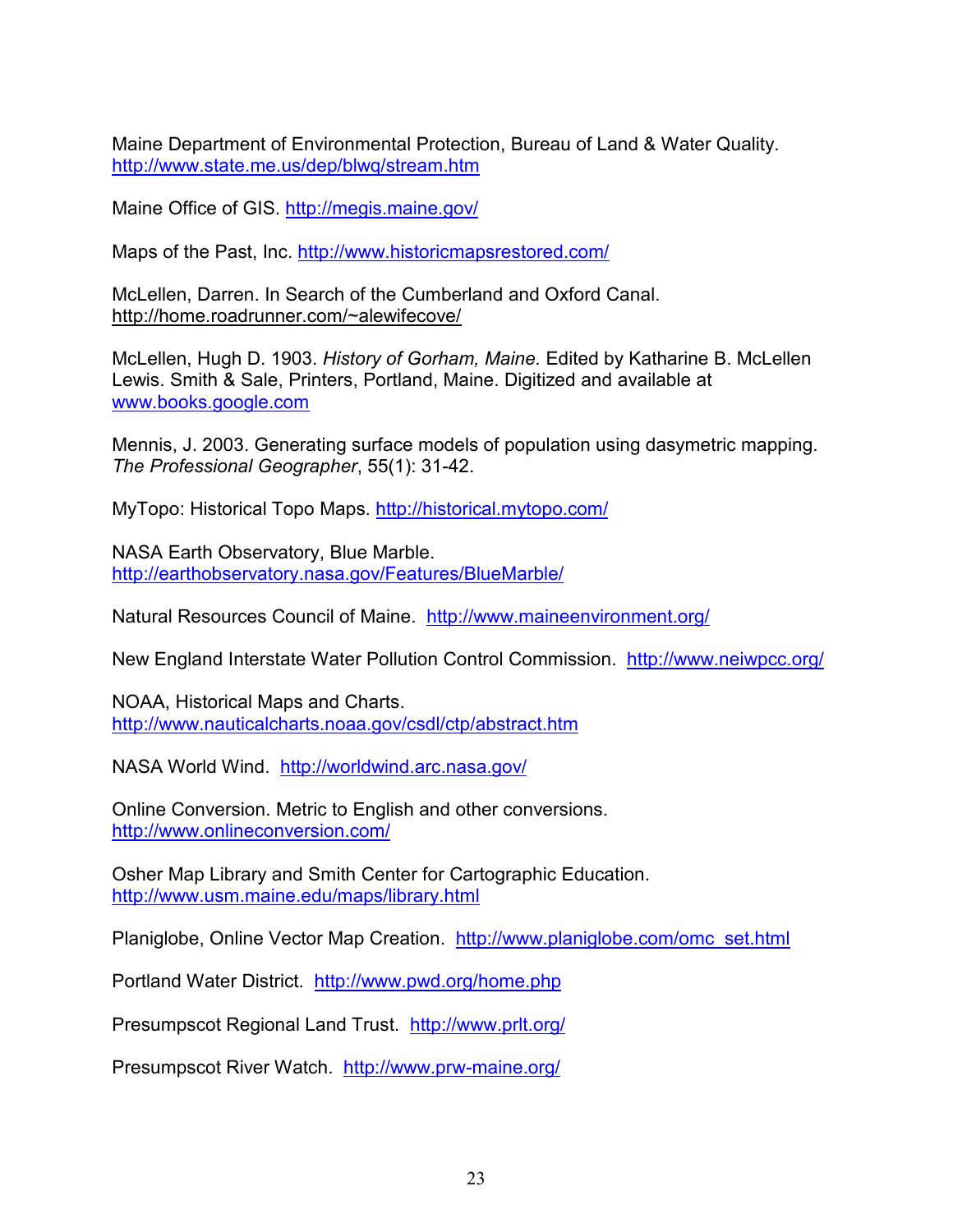Maine Department of Environmental Protection, Bureau of Land & Water Quality. http://www.state.me.us/dep/blwq/stream.htm

Maine Office of GIS. http://megis.maine.gov/

Maps of the Past, Inc. http://www.historicmapsrestored.com/

McLellen, Darren. In Search of the Cumberland and Oxford Canal. http://home.roadrunner.com/~alewifecove/

McLellen, Hugh D. 1903. *History of Gorham, Maine.* Edited by Katharine B. McLellen Lewis. Smith & Sale, Printers, Portland, Maine. Digitized and available at www.books.google.com

Mennis, J. 2003. Generating surface models of population using dasymetric mapping. *The Professional Geographer*, 55(1): 31-42.

MyTopo: Historical Topo Maps. http://historical.mytopo.com/

NASA Earth Observatory, Blue Marble. http://earthobservatory.nasa.gov/Features/BlueMarble/

Natural Resources Council of Maine. http://www.maineenvironment.org/

New England Interstate Water Pollution Control Commission. http://www.neiwpcc.org/

NOAA, Historical Maps and Charts. http://www.nauticalcharts.noaa.gov/csdl/ctp/abstract.htm

NASA World Wind. http://worldwind.arc.nasa.gov/

Online Conversion. Metric to English and other conversions. http://www.onlineconversion.com/

Osher Map Library and Smith Center for Cartographic Education. http://www.usm.maine.edu/maps/library.html

Planiglobe, Online Vector Map Creation. http://www.planiglobe.com/omc_set.html

Portland Water District. http://www.pwd.org/home.php

Presumpscot Regional Land Trust. http://www.prlt.org/

Presumpscot River Watch. http://www.prw-maine.org/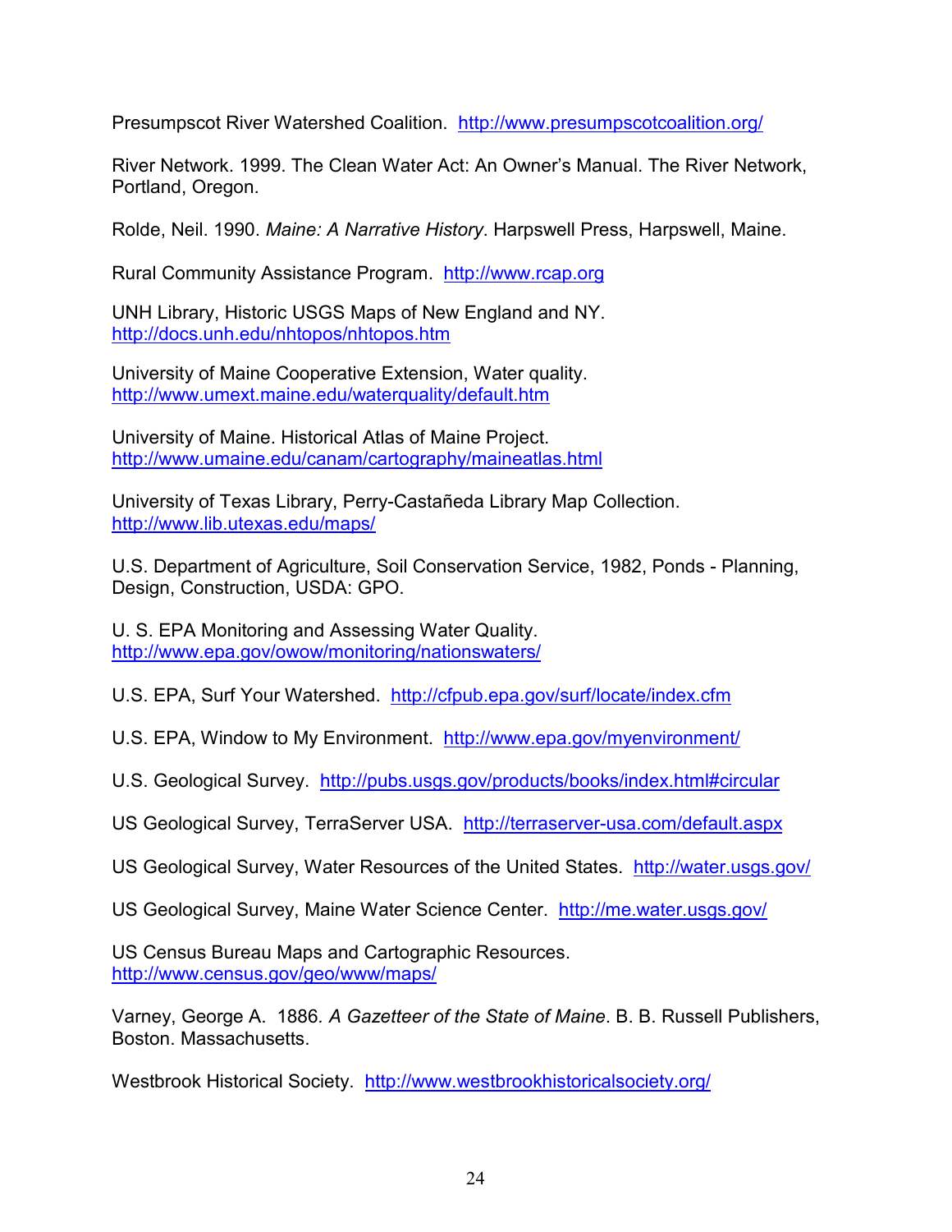Presumpscot River Watershed Coalition. http://www.presumpscotcoalition.org/

River Network. 1999. The Clean Water Act: An Owner's Manual. The River Network, Portland, Oregon.

Rolde, Neil. 1990. *Maine: A Narrative History*. Harpswell Press, Harpswell, Maine.

Rural Community Assistance Program. http://www.rcap.org

UNH Library, Historic USGS Maps of New England and NY. http://docs.unh.edu/nhtopos/nhtopos.htm

University of Maine Cooperative Extension, Water quality. http://www.umext.maine.edu/waterquality/default.htm

University of Maine. Historical Atlas of Maine Project. http://www.umaine.edu/canam/cartography/maineatlas.html

University of Texas Library, Perry-Castañeda Library Map Collection. http://www.lib.utexas.edu/maps/

U.S. Department of Agriculture, Soil Conservation Service, 1982, Ponds - Planning, Design, Construction, USDA: GPO.

U. S. EPA Monitoring and Assessing Water Quality. http://www.epa.gov/owow/monitoring/nationswaters/

U.S. EPA, Surf Your Watershed. http://cfpub.epa.gov/surf/locate/index.cfm

U.S. EPA, Window to My Environment. http://www.epa.gov/myenvironment/

U.S. Geological Survey. http://pubs.usgs.gov/products/books/index.html#circular

US Geological Survey, TerraServer USA. http://terraserver-usa.com/default.aspx

US Geological Survey, Water Resources of the United States. http://water.usgs.gov/

US Geological Survey, Maine Water Science Center. http://me.water.usgs.gov/

US Census Bureau Maps and Cartographic Resources. http://www.census.gov/geo/www/maps/

Varney, George A. 1886. *A Gazetteer of the State of Maine*. B. B. Russell Publishers, Boston. Massachusetts.

Westbrook Historical Society. http://www.westbrookhistoricalsociety.org/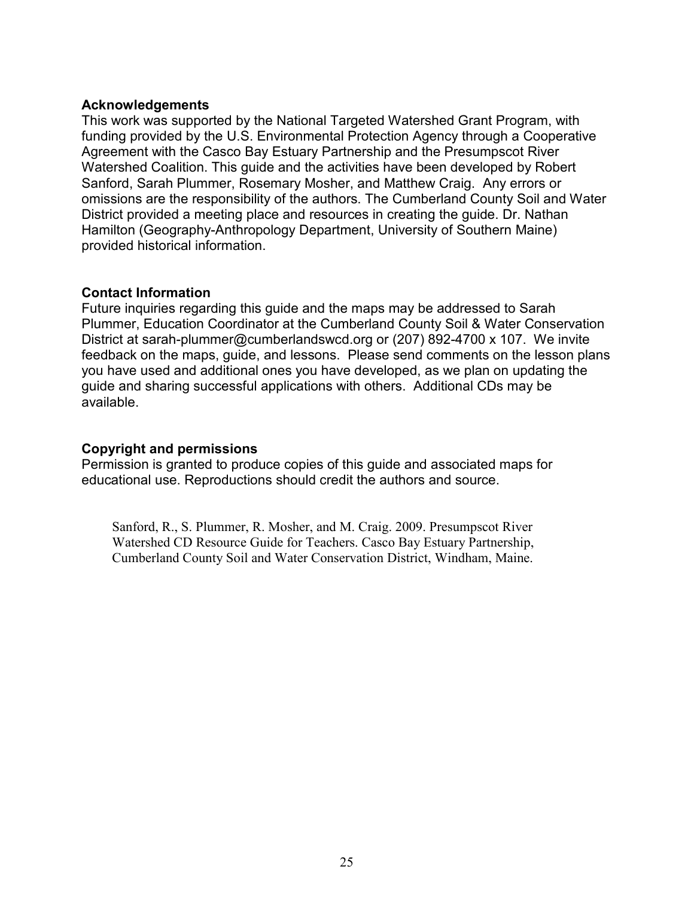## Acknowledgements

This work was supported by the National Targeted Watershed Grant Program, with funding provided by the U.S. Environmental Protection Agency through a Cooperative Agreement with the Casco Bay Estuary Partnership and the Presumpscot River Watershed Coalition. This guide and the activities have been developed by Robert Sanford, Sarah Plummer, Rosemary Mosher, and Matthew Craig. Any errors or omissions are the responsibility of the authors. The Cumberland County Soil and Water District provided a meeting place and resources in creating the guide. Dr. Nathan Hamilton (Geography-Anthropology Department, University of Southern Maine) provided historical information.

## Contact Information

Future inquiries regarding this guide and the maps may be addressed to Sarah Plummer, Education Coordinator at the Cumberland County Soil & Water Conservation District at sarah-plummer@cumberlandswcd.org or (207) 892-4700 x 107. We invite feedback on the maps, guide, and lessons. Please send comments on the lesson plans you have used and additional ones you have developed, as we plan on updating the guide and sharing successful applications with others. Additional CDs may be available.

## Copyright and permissions

Permission is granted to produce copies of this guide and associated maps for educational use. Reproductions should credit the authors and source.

Sanford, R., S. Plummer, R. Mosher, and M. Craig. 2009. Presumpscot River Watershed CD Resource Guide for Teachers. Casco Bay Estuary Partnership, Cumberland County Soil and Water Conservation District, Windham, Maine.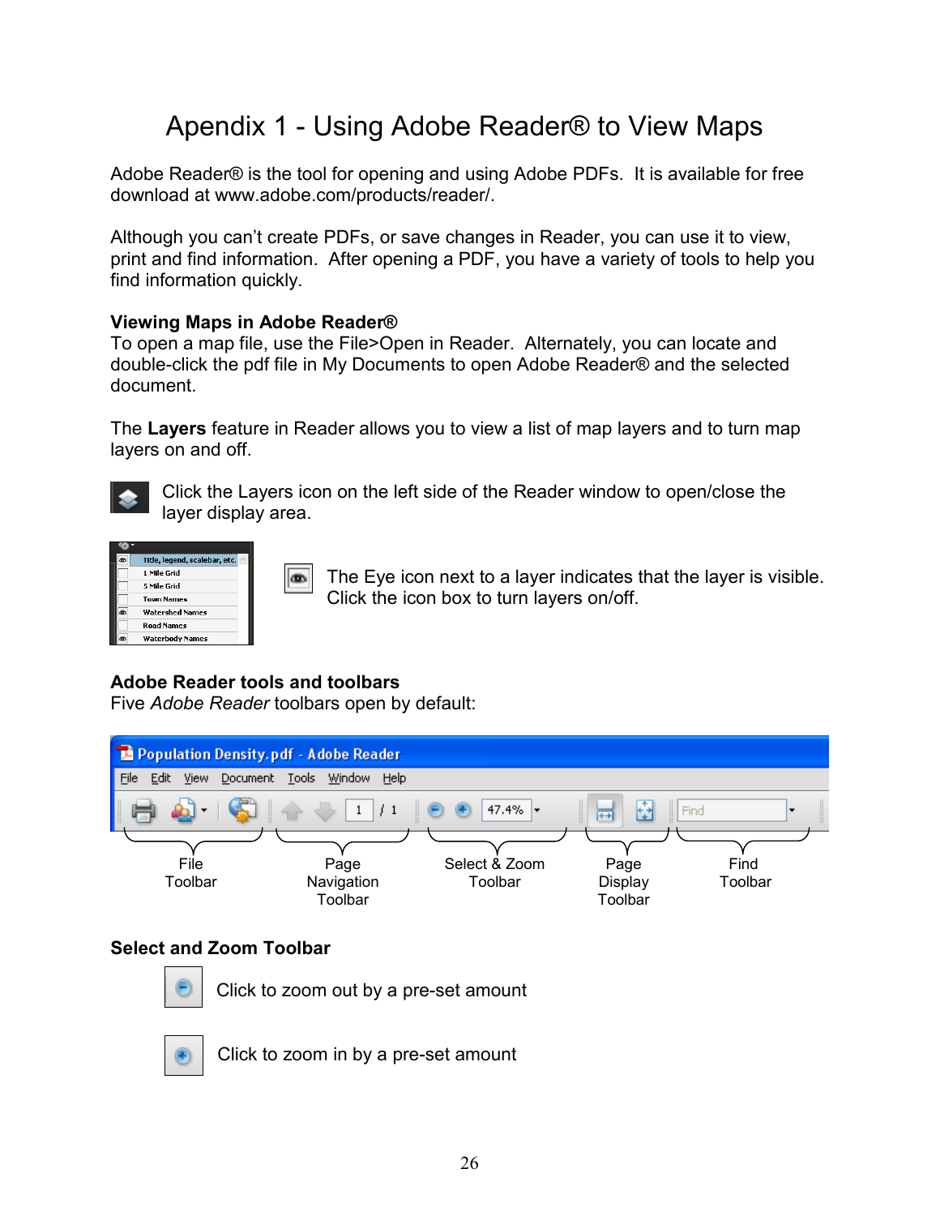# Apendix 1 - Using Adobe Reader® to View Maps

Adobe Reader® is the tool for opening and using Adobe PDFs. It is available for free download at www.adobe.com/products/reader/.

Although you can't create PDFs, or save changes in Reader, you can use it to view, print and find information. After opening a PDF, you have a variety of tools to help you find information quickly.

**Viewing Maps in Adobe Reader®**
To open a map file, use the File>Open in Reader. Alternately, you can locate and double-click the pdf file in My Documents to open Adobe Reader® and the selected document.

The **Layers** feature in Reader allows you to view a list of map layers and to turn map layers on and off.

Click the Layers icon on the left side of the Reader window to open/close the layer display area.

The Eye icon next to a layer indicates that the layer is visible. Click the icon box to turn layers on/off.

**Adobe Reader tools and toolbars**
Five *Adobe Reader* toolbars open by default:

File Toolbar, Page Navigation Toolbar, Select & Zoom Toolbar, Page Display Toolbar, Find Toolbar

**Select and Zoom Toolbar**

Click to zoom out by a pre-set amount

Click to zoom in by a pre-set amount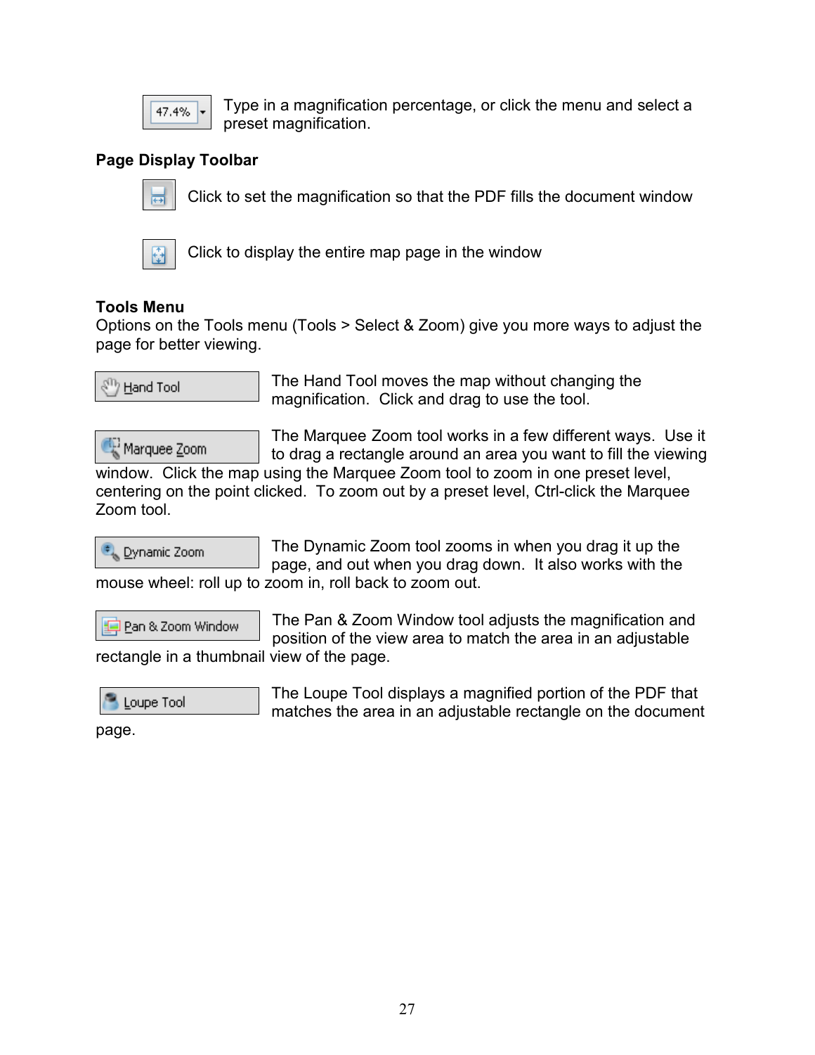Type in a magnification percentage, or click the menu and select a preset magnification.

**Page Display Toolbar**

Click to set the magnification so that the PDF fills the document window

Click to display the entire map page in the window

**Tools Menu**

Options on the Tools menu (Tools > Select & Zoom) give you more ways to adjust the page for better viewing.

The Hand Tool moves the map without changing the magnification. Click and drag to use the tool.

The Marquee Zoom tool works in a few different ways. Use it to drag a rectangle around an area you want to fill the viewing window. Click the map using the Marquee Zoom tool to zoom in one preset level, centering on the point clicked. To zoom out by a preset level, Ctrl-click the Marquee Zoom tool.

The Dynamic Zoom tool zooms in when you drag it up the page, and out when you drag down. It also works with the mouse wheel: roll up to zoom in, roll back to zoom out.

The Pan & Zoom Window tool adjusts the magnification and position of the view area to match the area in an adjustable rectangle in a thumbnail view of the page.

The Loupe Tool displays a magnified portion of the PDF that matches the area in an adjustable rectangle on the document page.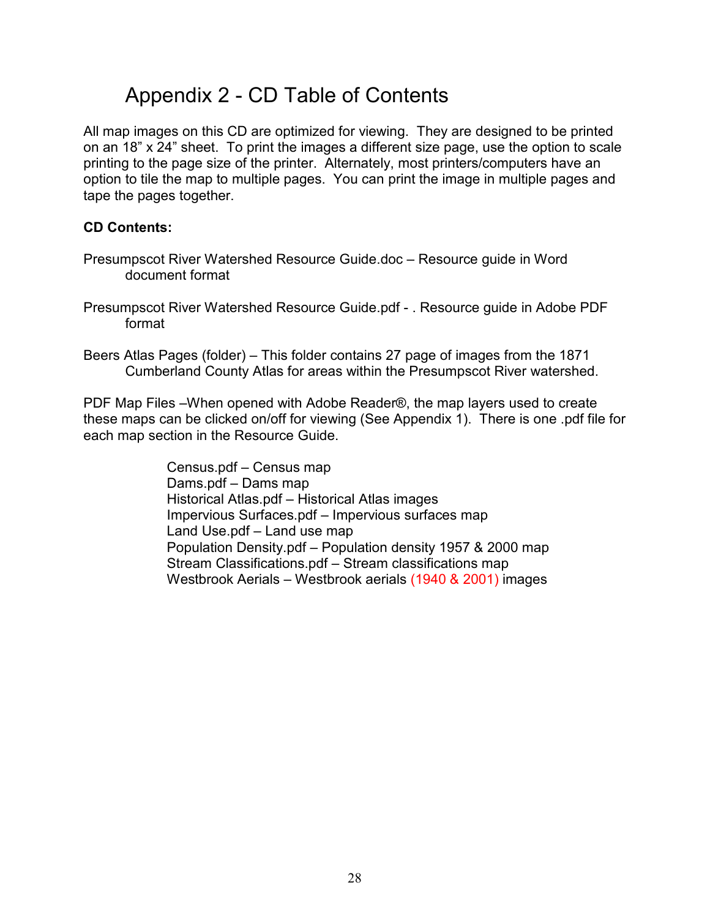# Appendix 2 - CD Table of Contents

All map images on this CD are optimized for viewing. They are designed to be printed on an 18" x 24" sheet. To print the images a different size page, use the option to scale printing to the page size of the printer. Alternately, most printers/computers have an option to tile the map to multiple pages. You can print the image in multiple pages and tape the pages together.

**CD Contents:**

Presumpscot River Watershed Resource Guide.doc – Resource guide in Word document format

Presumpscot River Watershed Resource Guide.pdf - . Resource guide in Adobe PDF format

Beers Atlas Pages (folder) – This folder contains 27 page of images from the 1871 Cumberland County Atlas for areas within the Presumpscot River watershed.

PDF Map Files –When opened with Adobe Reader®, the map layers used to create these maps can be clicked on/off for viewing (See Appendix 1). There is one .pdf file for each map section in the Resource Guide.

Census.pdf – Census map
Dams.pdf – Dams map
Historical Atlas.pdf – Historical Atlas images
Impervious Surfaces.pdf – Impervious surfaces map
Land Use.pdf – Land use map
Population Density.pdf – Population density 1957 & 2000 map
Stream Classifications.pdf – Stream classifications map
Westbrook Aerials – Westbrook aerials (1940 & 2001) images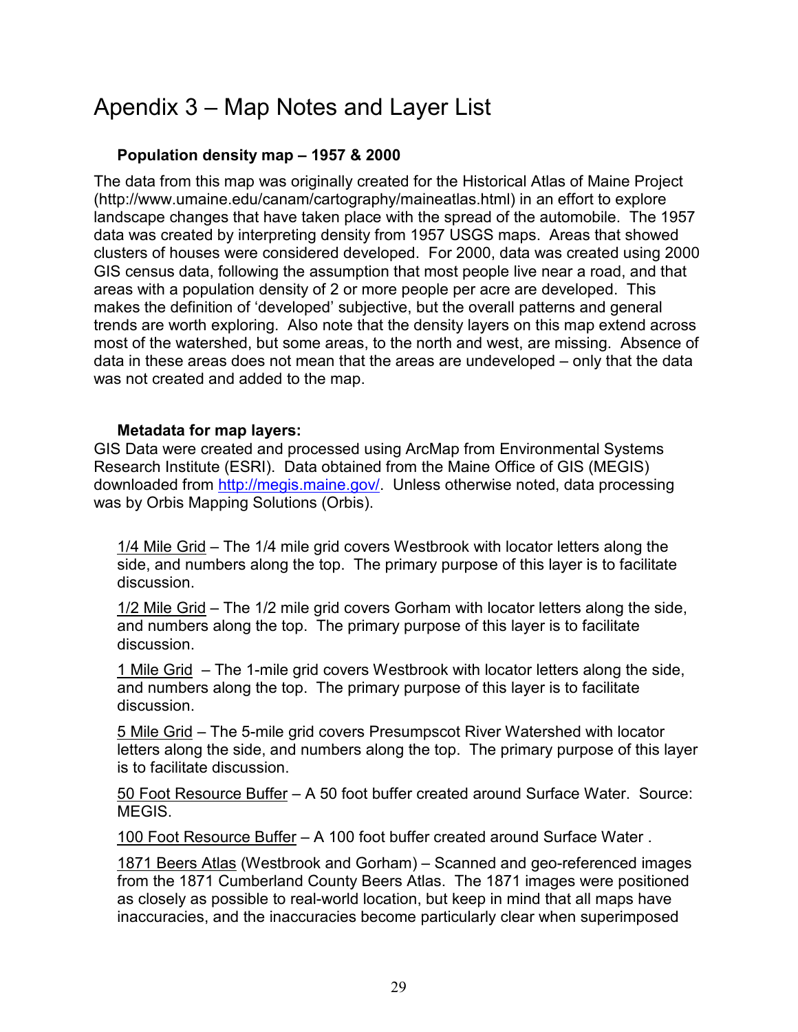# Apendix 3 – Map Notes and Layer List

### Population density map – 1957 & 2000

The data from this map was originally created for the Historical Atlas of Maine Project (http://www.umaine.edu/canam/cartography/maineatlas.html) in an effort to explore landscape changes that have taken place with the spread of the automobile. The 1957 data was created by interpreting density from 1957 USGS maps. Areas that showed clusters of houses were considered developed. For 2000, data was created using 2000 GIS census data, following the assumption that most people live near a road, and that areas with a population density of 2 or more people per acre are developed. This makes the definition of 'developed' subjective, but the overall patterns and general trends are worth exploring. Also note that the density layers on this map extend across most of the watershed, but some areas, to the north and west, are missing. Absence of data in these areas does not mean that the areas are undeveloped – only that the data was not created and added to the map.

### Metadata for map layers:

GIS Data were created and processed using ArcMap from Environmental Systems Research Institute (ESRI). Data obtained from the Maine Office of GIS (MEGIS) downloaded from http://megis.maine.gov/. Unless otherwise noted, data processing was by Orbis Mapping Solutions (Orbis).

1/4 Mile Grid – The 1/4 mile grid covers Westbrook with locator letters along the side, and numbers along the top. The primary purpose of this layer is to facilitate discussion.

1/2 Mile Grid – The 1/2 mile grid covers Gorham with locator letters along the side, and numbers along the top. The primary purpose of this layer is to facilitate discussion.

1 Mile Grid – The 1-mile grid covers Westbrook with locator letters along the side, and numbers along the top. The primary purpose of this layer is to facilitate discussion.

5 Mile Grid – The 5-mile grid covers Presumpscot River Watershed with locator letters along the side, and numbers along the top. The primary purpose of this layer is to facilitate discussion.

50 Foot Resource Buffer – A 50 foot buffer created around Surface Water. Source: MEGIS.

100 Foot Resource Buffer – A 100 foot buffer created around Surface Water .

1871 Beers Atlas (Westbrook and Gorham) – Scanned and geo-referenced images from the 1871 Cumberland County Beers Atlas. The 1871 images were positioned as closely as possible to real-world location, but keep in mind that all maps have inaccuracies, and the inaccuracies become particularly clear when superimposed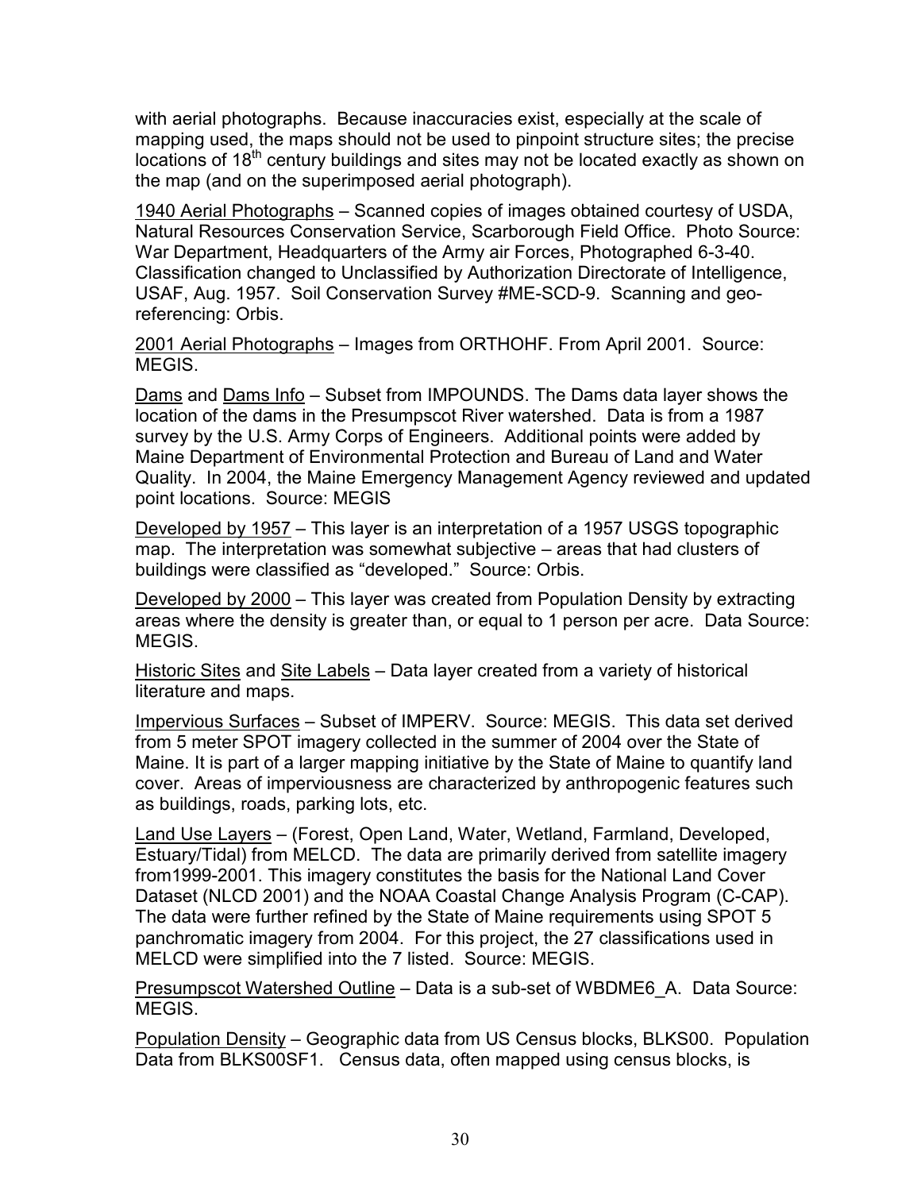with aerial photographs. Because inaccuracies exist, especially at the scale of mapping used, the maps should not be used to pinpoint structure sites; the precise locations of 18$^{th}$ century buildings and sites may not be located exactly as shown on the map (and on the superimposed aerial photograph).

<u>1940 Aerial Photographs</u> – Scanned copies of images obtained courtesy of USDA, Natural Resources Conservation Service, Scarborough Field Office. Photo Source: War Department, Headquarters of the Army air Forces, Photographed 6-3-40. Classification changed to Unclassified by Authorization Directorate of Intelligence, USAF, Aug. 1957. Soil Conservation Survey #ME-SCD-9. Scanning and geo-referencing: Orbis.

<u>2001 Aerial Photographs</u> – Images from ORTHOHF. From April 2001. Source: MEGIS.

<u>Dams</u> and <u>Dams Info</u> – Subset from IMPOUNDS. The Dams data layer shows the location of the dams in the Presumpscot River watershed. Data is from a 1987 survey by the U.S. Army Corps of Engineers. Additional points were added by Maine Department of Environmental Protection and Bureau of Land and Water Quality. In 2004, the Maine Emergency Management Agency reviewed and updated point locations. Source: MEGIS

<u>Developed by 1957</u> – This layer is an interpretation of a 1957 USGS topographic map. The interpretation was somewhat subjective – areas that had clusters of buildings were classified as "developed." Source: Orbis.

<u>Developed by 2000</u> – This layer was created from Population Density by extracting areas where the density is greater than, or equal to 1 person per acre. Data Source: MEGIS.

<u>Historic Sites</u> and <u>Site Labels</u> – Data layer created from a variety of historical literature and maps.

<u>Impervious Surfaces</u> – Subset of IMPERV. Source: MEGIS. This data set derived from 5 meter SPOT imagery collected in the summer of 2004 over the State of Maine. It is part of a larger mapping initiative by the State of Maine to quantify land cover. Areas of imperviousness are characterized by anthropogenic features such as buildings, roads, parking lots, etc.

<u>Land Use Layers</u> – (Forest, Open Land, Water, Wetland, Farmland, Developed, Estuary/Tidal) from MELCD. The data are primarily derived from satellite imagery from1999-2001. This imagery constitutes the basis for the National Land Cover Dataset (NLCD 2001) and the NOAA Coastal Change Analysis Program (C-CAP). The data were further refined by the State of Maine requirements using SPOT 5 panchromatic imagery from 2004. For this project, the 27 classifications used in MELCD were simplified into the 7 listed. Source: MEGIS.

<u>Presumpscot Watershed Outline</u> – Data is a sub-set of WBDME6_A. Data Source: MEGIS.

<u>Population Density</u> – Geographic data from US Census blocks, BLKS00. Population Data from BLKS00SF1. Census data, often mapped using census blocks, is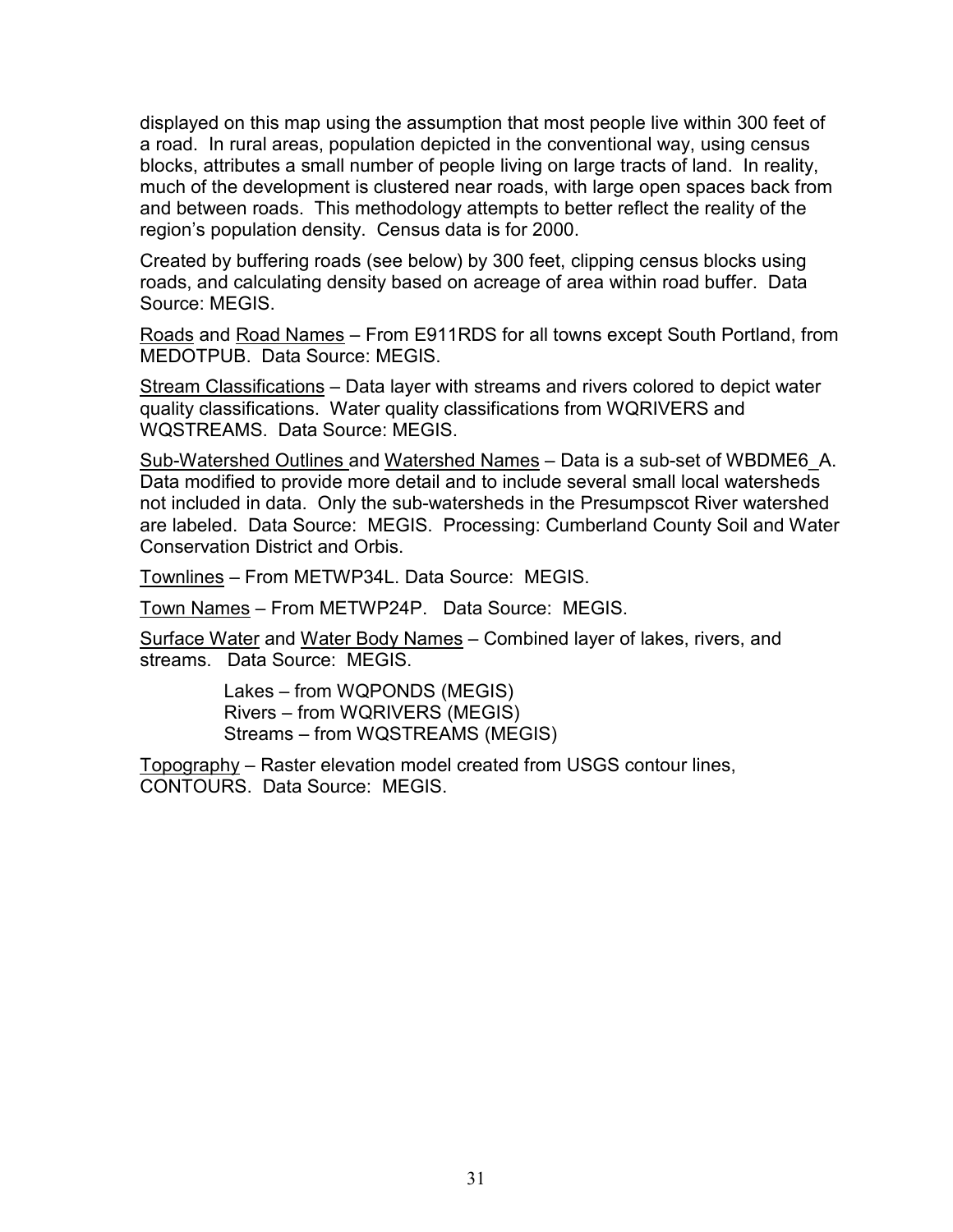displayed on this map using the assumption that most people live within 300 feet of a road. In rural areas, population depicted in the conventional way, using census blocks, attributes a small number of people living on large tracts of land. In reality, much of the development is clustered near roads, with large open spaces back from and between roads. This methodology attempts to better reflect the reality of the region's population density. Census data is for 2000.

Created by buffering roads (see below) by 300 feet, clipping census blocks using roads, and calculating density based on acreage of area within road buffer. Data Source: MEGIS.

Roads and Road Names – From E911RDS for all towns except South Portland, from MEDOTPUB. Data Source: MEGIS.

Stream Classifications – Data layer with streams and rivers colored to depict water quality classifications. Water quality classifications from WQRIVERS and WQSTREAMS. Data Source: MEGIS.

Sub-Watershed Outlines and Watershed Names – Data is a sub-set of WBDME6_A. Data modified to provide more detail and to include several small local watersheds not included in data. Only the sub-watersheds in the Presumpscot River watershed are labeled. Data Source: MEGIS. Processing: Cumberland County Soil and Water Conservation District and Orbis.

Townlines – From METWP34L. Data Source: MEGIS.

Town Names – From METWP24P. Data Source: MEGIS.

Surface Water and Water Body Names – Combined layer of lakes, rivers, and streams. Data Source: MEGIS.

Lakes – from WQPONDS (MEGIS)
Rivers – from WQRIVERS (MEGIS)
Streams – from WQSTREAMS (MEGIS)

Topography – Raster elevation model created from USGS contour lines, CONTOURS. Data Source: MEGIS.